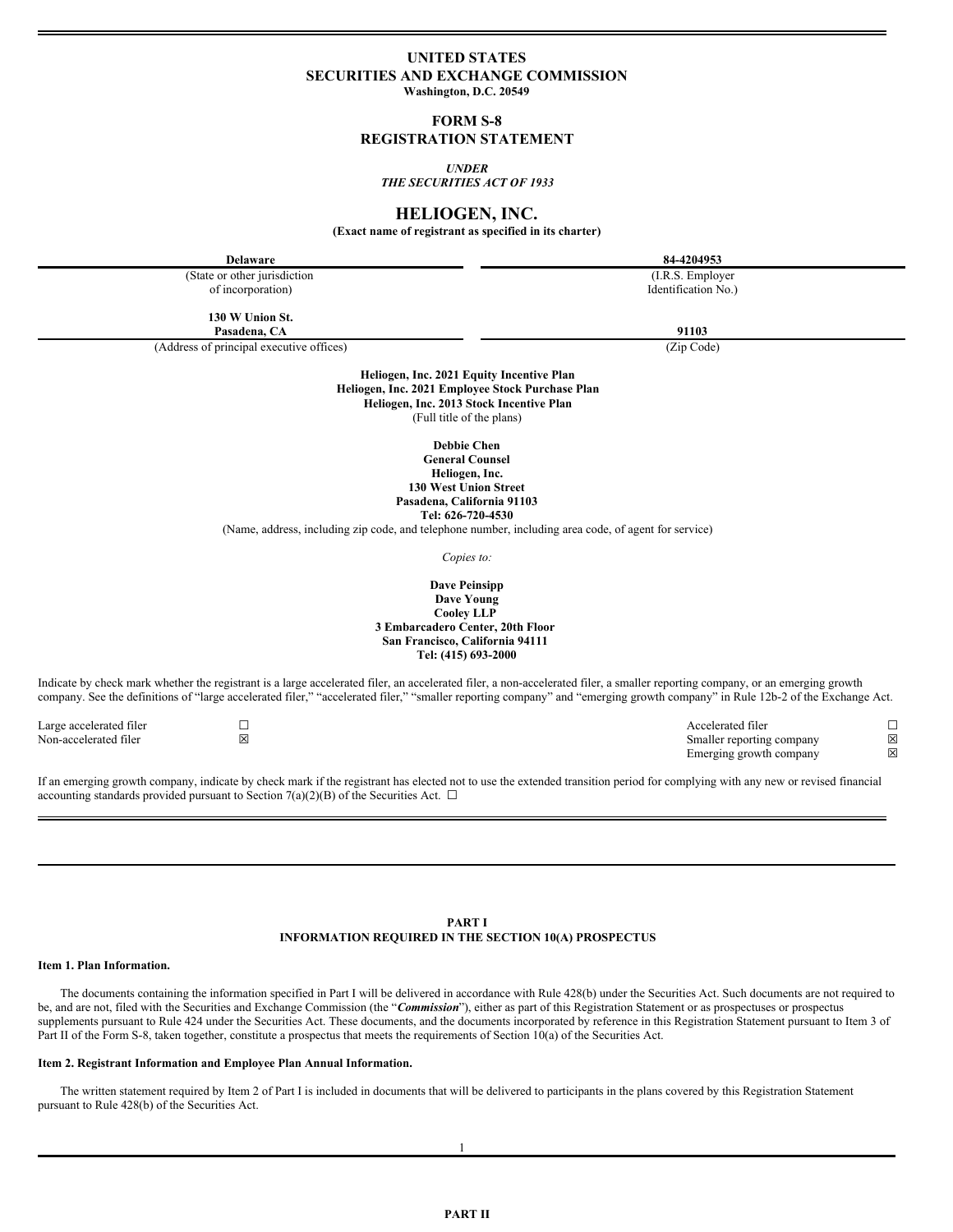# UNITED STATES
# SECURITIES AND EXCHANGE COMMISSION
**Washington, D.C. 20549**

## FORM S-8
## REGISTRATION STATEMENT

*UNDER*
*THE SECURITIES ACT OF 1933*

# HELIOGEN, INC.
**(Exact name of registrant as specified in its charter)**

| **Delaware** | **84-4204953** |
|---|---|
| (State or other jurisdiction of incorporation) | (I.R.S. Employer Identification No.) |
| **130 W Union St. Pasadena, CA** | **91103** |
| (Address of principal executive offices) | (Zip Code) |

**Heliogen, Inc. 2021 Equity Incentive Plan**
**Heliogen, Inc. 2021 Employee Stock Purchase Plan**
**Heliogen, Inc. 2013 Stock Incentive Plan**
(Full title of the plans)

**Debbie Chen**
**General Counsel**
**Heliogen, Inc.**
**130 West Union Street**
**Pasadena, California 91103**
**Tel: 626-720-4530**
(Name, address, including zip code, and telephone number, including area code, of agent for service)

*Copies to:*

**Dave Peinsipp**
**Dave Young**
**Cooley LLP**
**3 Embarcadero Center, 20th Floor**
**San Francisco, California 94111**
**Tel: (415) 693-2000**

Indicate by check mark whether the registrant is a large accelerated filer, an accelerated filer, a non-accelerated filer, a smaller reporting company, or an emerging growth company. See the definitions of "large accelerated filer," "accelerated filer," "smaller reporting company" and "emerging growth company" in Rule 12b-2 of the Exchange Act.

| | | | |
|---|---|---|---|
| Large accelerated filer | ☐ | Accelerated filer | ☐ |
| Non-accelerated filer | ☒ | Smaller reporting company | ☒ |
| | | Emerging growth company | ☒ |

If an emerging growth company, indicate by check mark if the registrant has elected not to use the extended transition period for complying with any new or revised financial accounting standards provided pursuant to Section 7(a)(2)(B) of the Securities Act. ☐

## PART I
## INFORMATION REQUIRED IN THE SECTION 10(A) PROSPECTUS

### Item 1. Plan Information.

The documents containing the information specified in Part I will be delivered in accordance with Rule 428(b) under the Securities Act. Such documents are not required to be, and are not, filed with the Securities and Exchange Commission (the "***Commission***"), either as part of this Registration Statement or as prospectuses or prospectus supplements pursuant to Rule 424 under the Securities Act. These documents, and the documents incorporated by reference in this Registration Statement pursuant to Item 3 of Part II of the Form S-8, taken together, constitute a prospectus that meets the requirements of Section 10(a) of the Securities Act.

### Item 2. Registrant Information and Employee Plan Annual Information.

The written statement required by Item 2 of Part I is included in documents that will be delivered to participants in the plans covered by this Registration Statement pursuant to Rule 428(b) of the Securities Act.

## PART II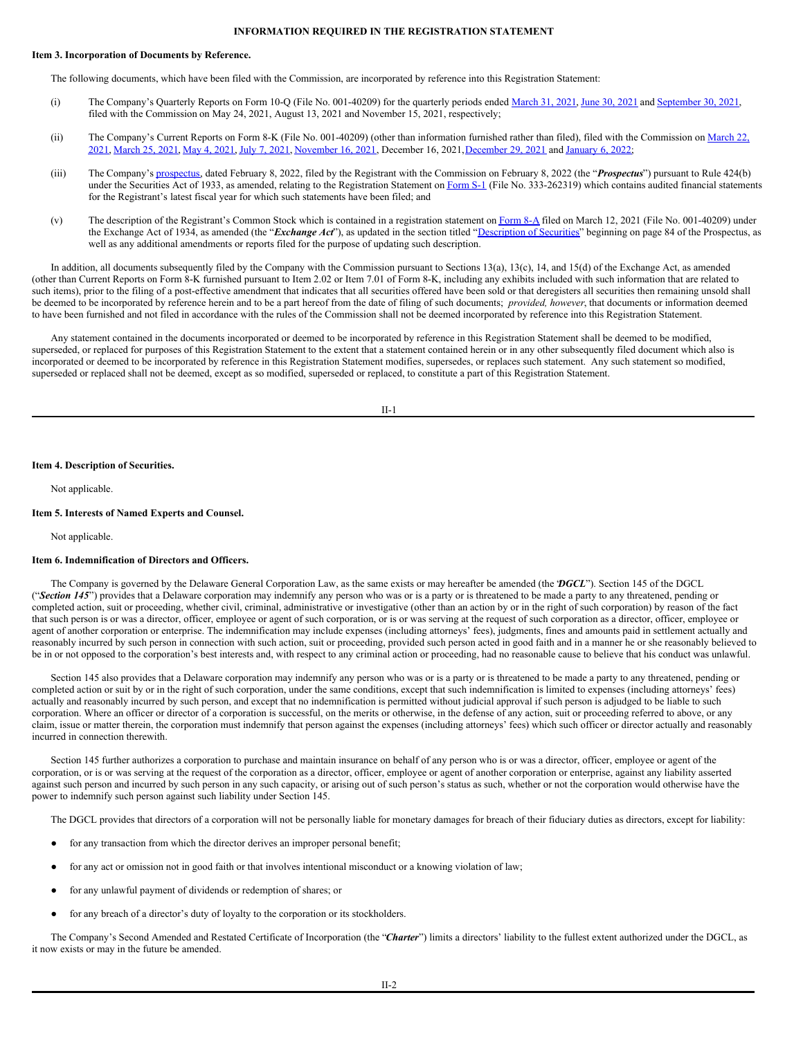**INFORMATION REQUIRED IN THE REGISTRATION STATEMENT**

**Item 3. Incorporation of Documents by Reference.**

The following documents, which have been filed with the Commission, are incorporated by reference into this Registration Statement:

(i) The Company's Quarterly Reports on Form 10-Q (File No. 001-40209) for the quarterly periods ended March 31, 2021, June 30, 2021 and September 30, 2021, filed with the Commission on May 24, 2021, August 13, 2021 and November 15, 2021, respectively;

(ii) The Company's Current Reports on Form 8-K (File No. 001-40209) (other than information furnished rather than filed), filed with the Commission on March 22, 2021, March 25, 2021, May 4, 2021, July 7, 2021, November 16, 2021, December 16, 2021, December 29, 2021 and January 6, 2022;

(iii) The Company's prospectus, dated February 8, 2022, filed by the Registrant with the Commission on February 8, 2022 (the "***Prospectus***") pursuant to Rule 424(b) under the Securities Act of 1933, as amended, relating to the Registration Statement on Form S-1 (File No. 333-262319) which contains audited financial statements for the Registrant's latest fiscal year for which such statements have been filed; and

(v) The description of the Registrant's Common Stock which is contained in a registration statement on Form 8-A filed on March 12, 2021 (File No. 001-40209) under the Exchange Act of 1934, as amended (the "***Exchange Act***"), as updated in the section titled "Description of Securities" beginning on page 84 of the Prospectus, as well as any additional amendments or reports filed for the purpose of updating such description.

In addition, all documents subsequently filed by the Company with the Commission pursuant to Sections 13(a), 13(c), 14, and 15(d) of the Exchange Act, as amended (other than Current Reports on Form 8-K furnished pursuant to Item 2.02 or Item 7.01 of Form 8-K, including any exhibits included with such information that are related to such items), prior to the filing of a post-effective amendment that indicates that all securities offered have been sold or that deregisters all securities then remaining unsold shall be deemed to be incorporated by reference herein and to be a part hereof from the date of filing of such documents; *provided, however*, that documents or information deemed to have been furnished and not filed in accordance with the rules of the Commission shall not be deemed incorporated by reference into this Registration Statement.

Any statement contained in the documents incorporated or deemed to be incorporated by reference in this Registration Statement shall be deemed to be modified, superseded, or replaced for purposes of this Registration Statement to the extent that a statement contained herein or in any other subsequently filed document which also is incorporated or deemed to be incorporated by reference in this Registration Statement modifies, supersedes, or replaces such statement. Any such statement so modified, superseded or replaced shall not be deemed, except as so modified, superseded or replaced, to constitute a part of this Registration Statement.

**Item 4. Description of Securities.**

Not applicable.

**Item 5. Interests of Named Experts and Counsel.**

Not applicable.

**Item 6. Indemnification of Directors and Officers.**

The Company is governed by the Delaware General Corporation Law, as the same exists or may hereafter be amended (the "***DGCL***"). Section 145 of the DGCL ("***Section 145***") provides that a Delaware corporation may indemnify any person who was or is a party or is threatened to be made a party to any threatened, pending or completed action, suit or proceeding, whether civil, criminal, administrative or investigative (other than an action by or in the right of such corporation) by reason of the fact that such person is or was a director, officer, employee or agent of such corporation, or is or was serving at the request of such corporation as a director, officer, employee or agent of another corporation or enterprise. The indemnification may include expenses (including attorneys' fees), judgments, fines and amounts paid in settlement actually and reasonably incurred by such person in connection with such action, suit or proceeding, provided such person acted in good faith and in a manner he or she reasonably believed to be in or not opposed to the corporation's best interests and, with respect to any criminal action or proceeding, had no reasonable cause to believe that his conduct was unlawful.

Section 145 also provides that a Delaware corporation may indemnify any person who was or is a party or is threatened to be made a party to any threatened, pending or completed action or suit by or in the right of such corporation, under the same conditions, except that such indemnification is limited to expenses (including attorneys' fees) actually and reasonably incurred by such person, and except that no indemnification is permitted without judicial approval if such person is adjudged to be liable to such corporation. Where an officer or director of a corporation is successful, on the merits or otherwise, in the defense of any action, suit or proceeding referred to above, or any claim, issue or matter therein, the corporation must indemnify that person against the expenses (including attorneys' fees) which such officer or director actually and reasonably incurred in connection therewith.

Section 145 further authorizes a corporation to purchase and maintain insurance on behalf of any person who is or was a director, officer, employee or agent of the corporation, or is or was serving at the request of the corporation as a director, officer, employee or agent of another corporation or enterprise, against any liability asserted against such person and incurred by such person in any such capacity, or arising out of such person's status as such, whether or not the corporation would otherwise have the power to indemnify such person against such liability under Section 145.

The DGCL provides that directors of a corporation will not be personally liable for monetary damages for breach of their fiduciary duties as directors, except for liability:

- for any transaction from which the director derives an improper personal benefit;
- for any act or omission not in good faith or that involves intentional misconduct or a knowing violation of law;
- for any unlawful payment of dividends or redemption of shares; or
- for any breach of a director's duty of loyalty to the corporation or its stockholders.

The Company's Second Amended and Restated Certificate of Incorporation (the "***Charter***") limits a directors' liability to the fullest extent authorized under the DGCL, as it now exists or may in the future be amended.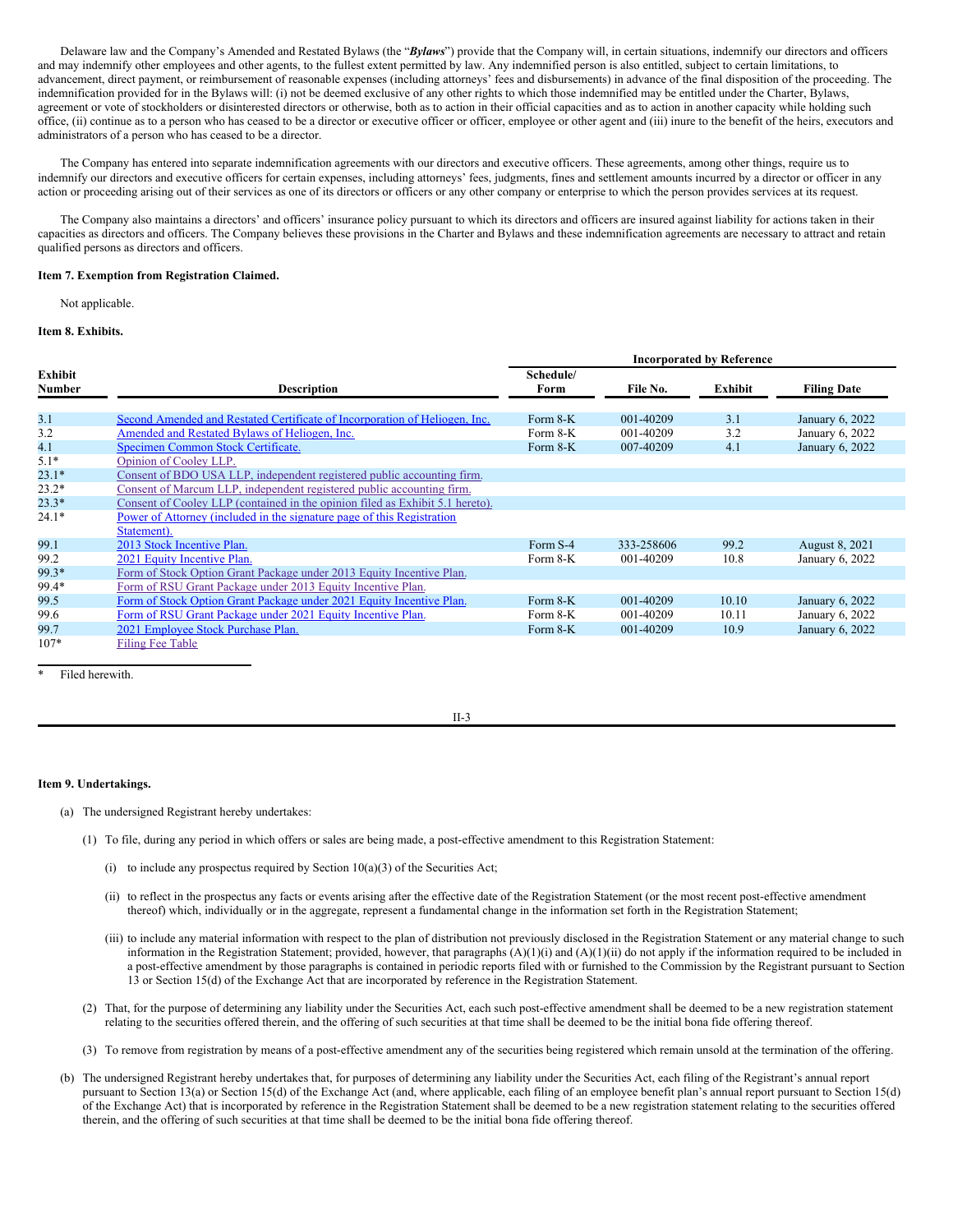Delaware law and the Company's Amended and Restated Bylaws (the "***Bylaws***") provide that the Company will, in certain situations, indemnify our directors and officers and may indemnify other employees and other agents, to the fullest extent permitted by law. Any indemnified person is also entitled, subject to certain limitations, to advancement, direct payment, or reimbursement of reasonable expenses (including attorneys' fees and disbursements) in advance of the final disposition of the proceeding. The indemnification provided for in the Bylaws will: (i) not be deemed exclusive of any other rights to which those indemnified may be entitled under the Charter, Bylaws, agreement or vote of stockholders or disinterested directors or otherwise, both as to action in their official capacities and as to action in another capacity while holding such office, (ii) continue as to a person who has ceased to be a director or executive officer or officer, employee or other agent and (iii) inure to the benefit of the heirs, executors and administrators of a person who has ceased to be a director.

The Company has entered into separate indemnification agreements with our directors and executive officers. These agreements, among other things, require us to indemnify our directors and executive officers for certain expenses, including attorneys' fees, judgments, fines and settlement amounts incurred by a director or officer in any action or proceeding arising out of their services as one of its directors or officers or any other company or enterprise to which the person provides services at its request.

The Company also maintains a directors' and officers' insurance policy pursuant to which its directors and officers are insured against liability for actions taken in their capacities as directors and officers. The Company believes these provisions in the Charter and Bylaws and these indemnification agreements are necessary to attract and retain qualified persons as directors and officers.

**Item 7. Exemption from Registration Claimed.**

Not applicable.

**Item 8. Exhibits.**

| | | Incorporated by Reference | | | |
|---|---|---|---|---|---|
| Exhibit Number | Description | Schedule/ Form | File No. | Exhibit | Filing Date |
| 3.1 | Second Amended and Restated Certificate of Incorporation of Heliogen, Inc. | Form 8-K | 001-40209 | 3.1 | January 6, 2022 |
| 3.2 | Amended and Restated Bylaws of Heliogen, Inc. | Form 8-K | 001-40209 | 3.2 | January 6, 2022 |
| 4.1 | Specimen Common Stock Certificate. | Form 8-K | 007-40209 | 4.1 | January 6, 2022 |
| 5.1* | Opinion of Cooley LLP. | | | | |
| 23.1* | Consent of BDO USA LLP, independent registered public accounting firm. | | | | |
| 23.2* | Consent of Marcum LLP, independent registered public accounting firm. | | | | |
| 23.3* | Consent of Cooley LLP (contained in the opinion filed as Exhibit 5.1 hereto). | | | | |
| 24.1* | Power of Attorney (included in the signature page of this Registration Statement). | | | | |
| 99.1 | 2013 Stock Incentive Plan. | Form S-4 | 333-258606 | 99.2 | August 8, 2021 |
| 99.2 | 2021 Equity Incentive Plan. | Form 8-K | 001-40209 | 10.8 | January 6, 2022 |
| 99.3* | Form of Stock Option Grant Package under 2013 Equity Incentive Plan. | | | | |
| 99.4* | Form of RSU Grant Package under 2013 Equity Incentive Plan. | | | | |
| 99.5 | Form of Stock Option Grant Package under 2021 Equity Incentive Plan. | Form 8-K | 001-40209 | 10.10 | January 6, 2022 |
| 99.6 | Form of RSU Grant Package under 2021 Equity Incentive Plan. | Form 8-K | 001-40209 | 10.11 | January 6, 2022 |
| 99.7 | 2021 Employee Stock Purchase Plan. | Form 8-K | 001-40209 | 10.9 | January 6, 2022 |
| 107* | Filing Fee Table | | | | |

\* Filed herewith.

**Item 9. Undertakings.**

(a) The undersigned Registrant hereby undertakes:

(1) To file, during any period in which offers or sales are being made, a post-effective amendment to this Registration Statement:

(i) to include any prospectus required by Section 10(a)(3) of the Securities Act;

(ii) to reflect in the prospectus any facts or events arising after the effective date of the Registration Statement (or the most recent post-effective amendment thereof) which, individually or in the aggregate, represent a fundamental change in the information set forth in the Registration Statement;

(iii) to include any material information with respect to the plan of distribution not previously disclosed in the Registration Statement or any material change to such information in the Registration Statement; provided, however, that paragraphs (A)(1)(i) and (A)(1)(ii) do not apply if the information required to be included in a post-effective amendment by those paragraphs is contained in periodic reports filed with or furnished to the Commission by the Registrant pursuant to Section 13 or Section 15(d) of the Exchange Act that are incorporated by reference in the Registration Statement.

(2) That, for the purpose of determining any liability under the Securities Act, each such post-effective amendment shall be deemed to be a new registration statement relating to the securities offered therein, and the offering of such securities at that time shall be deemed to be the initial bona fide offering thereof.

(3) To remove from registration by means of a post-effective amendment any of the securities being registered which remain unsold at the termination of the offering.

(b) The undersigned Registrant hereby undertakes that, for purposes of determining any liability under the Securities Act, each filing of the Registrant's annual report pursuant to Section 13(a) or Section 15(d) of the Exchange Act (and, where applicable, each filing of an employee benefit plan's annual report pursuant to Section 15(d) of the Exchange Act) that is incorporated by reference in the Registration Statement shall be deemed to be a new registration statement relating to the securities offered therein, and the offering of such securities at that time shall be deemed to be the initial bona fide offering thereof.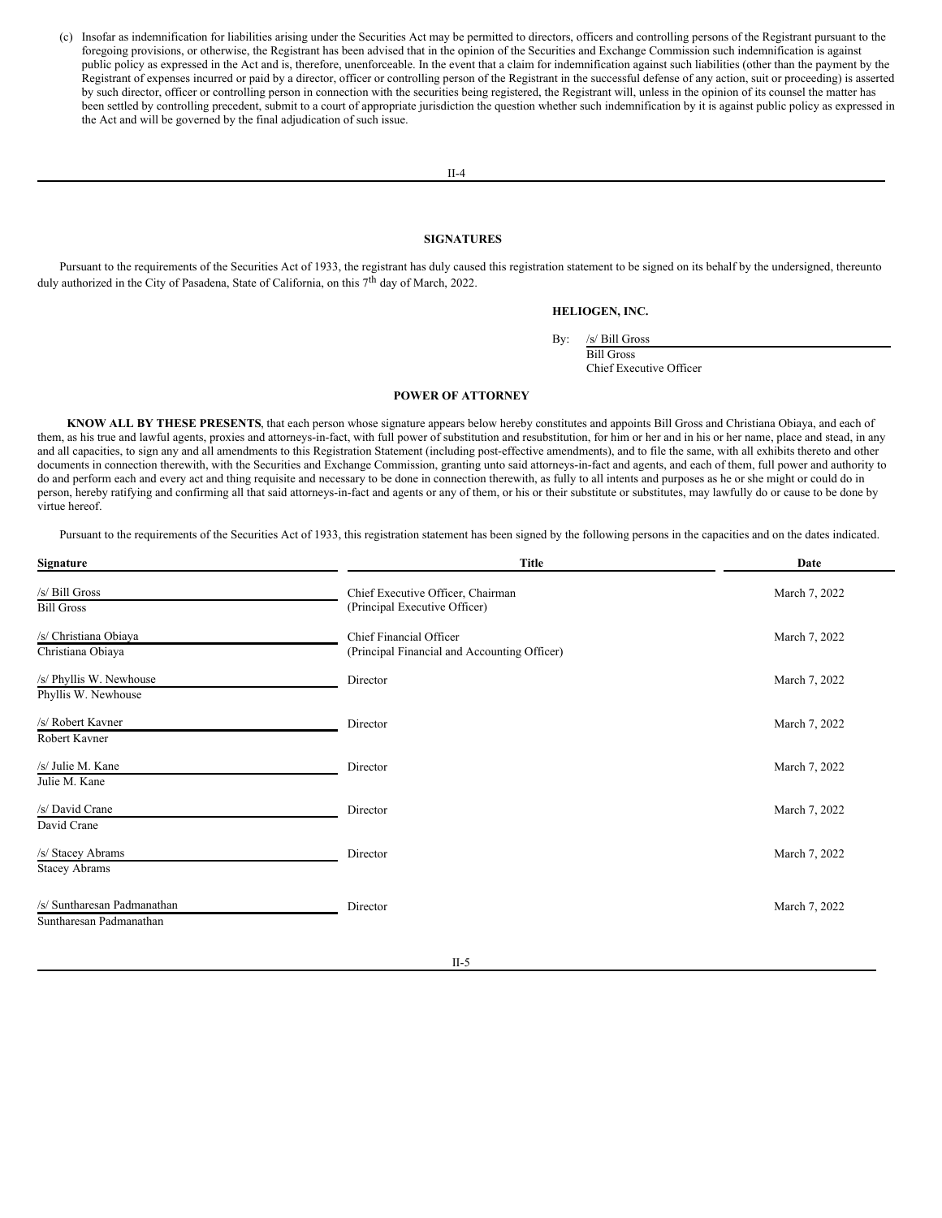(c) Insofar as indemnification for liabilities arising under the Securities Act may be permitted to directors, officers and controlling persons of the Registrant pursuant to the foregoing provisions, or otherwise, the Registrant has been advised that in the opinion of the Securities and Exchange Commission such indemnification is against public policy as expressed in the Act and is, therefore, unenforceable. In the event that a claim for indemnification against such liabilities (other than the payment by the Registrant of expenses incurred or paid by a director, officer or controlling person of the Registrant in the successful defense of any action, suit or proceeding) is asserted by such director, officer or controlling person in connection with the securities being registered, the Registrant will, unless in the opinion of its counsel the matter has been settled by controlling precedent, submit to a court of appropriate jurisdiction the question whether such indemnification by it is against public policy as expressed in the Act and will be governed by the final adjudication of such issue.

## SIGNATURES

Pursuant to the requirements of the Securities Act of 1933, the registrant has duly caused this registration statement to be signed on its behalf by the undersigned, thereunto duly authorized in the City of Pasadena, State of California, on this 7th day of March, 2022.

**HELIOGEN, INC.**

By: /s/ Bill Gross
Bill Gross
Chief Executive Officer

## POWER OF ATTORNEY

**KNOW ALL BY THESE PRESENTS**, that each person whose signature appears below hereby constitutes and appoints Bill Gross and Christiana Obiaya, and each of them, as his true and lawful agents, proxies and attorneys-in-fact, with full power of substitution and resubstitution, for him or her and in his or her name, place and stead, in any and all capacities, to sign any and all amendments to this Registration Statement (including post-effective amendments), and to file the same, with all exhibits thereto and other documents in connection therewith, with the Securities and Exchange Commission, granting unto said attorneys-in-fact and agents, and each of them, full power and authority to do and perform each and every act and thing requisite and necessary to be done in connection therewith, as fully to all intents and purposes as he or she might or could do in person, hereby ratifying and confirming all that said attorneys-in-fact and agents or any of them, or his or their substitute or substitutes, may lawfully do or cause to be done by virtue hereof.

Pursuant to the requirements of the Securities Act of 1933, this registration statement has been signed by the following persons in the capacities and on the dates indicated.

| Signature | Title | Date |
| --- | --- | --- |
| /s/ Bill Gross<br>Bill Gross | Chief Executive Officer, Chairman<br>(Principal Executive Officer) | March 7, 2022 |
| /s/ Christiana Obiaya<br>Christiana Obiaya | Chief Financial Officer<br>(Principal Financial and Accounting Officer) | March 7, 2022 |
| /s/ Phyllis W. Newhouse<br>Phyllis W. Newhouse | Director | March 7, 2022 |
| /s/ Robert Kavner<br>Robert Kavner | Director | March 7, 2022 |
| /s/ Julie M. Kane<br>Julie M. Kane | Director | March 7, 2022 |
| /s/ David Crane<br>David Crane | Director | March 7, 2022 |
| /s/ Stacey Abrams<br>Stacey Abrams | Director | March 7, 2022 |
| /s/ Suntharesan Padmanathan<br>Suntharesan Padmanathan | Director | March 7, 2022 |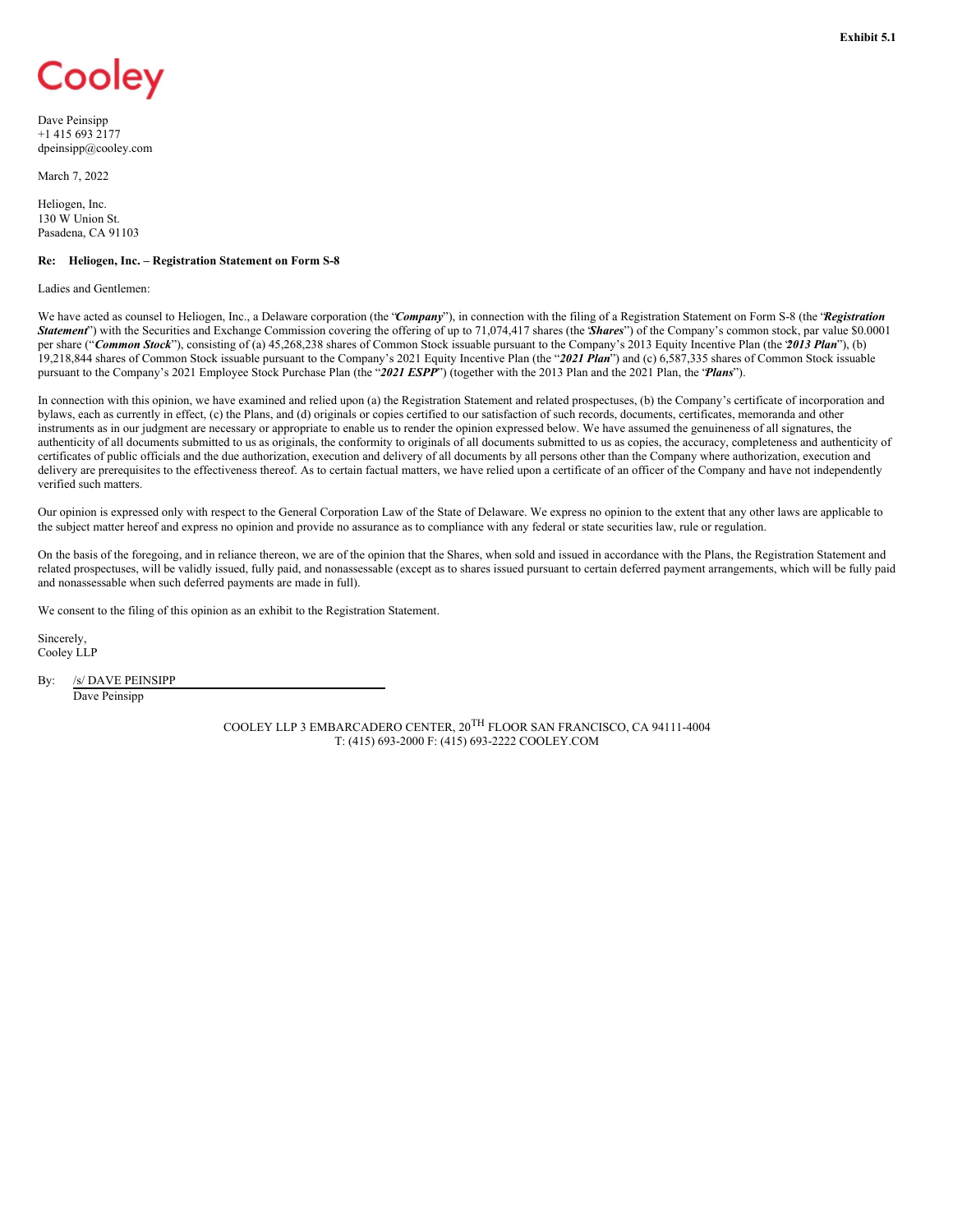Exhibit 5.1

Cooley

Dave Peinsipp
+1 415 693 2177
dpeinsipp@cooley.com

March 7, 2022

Heliogen, Inc.
130 W Union St.
Pasadena, CA 91103

**Re: Heliogen, Inc. – Registration Statement on Form S-8**

Ladies and Gentlemen:

We have acted as counsel to Heliogen, Inc., a Delaware corporation (the "***Company***"), in connection with the filing of a Registration Statement on Form S-8 (the "***Registration Statement***") with the Securities and Exchange Commission covering the offering of up to 71,074,417 shares (the "***Shares***") of the Company's common stock, par value $0.0001 per share ("***Common Stock***"), consisting of (a) 45,268,238 shares of Common Stock issuable pursuant to the Company's 2013 Equity Incentive Plan (the "***2013 Plan***"), (b) 19,218,844 shares of Common Stock issuable pursuant to the Company's 2021 Equity Incentive Plan (the "***2021 Plan***") and (c) 6,587,335 shares of Common Stock issuable pursuant to the Company's 2021 Employee Stock Purchase Plan (the "***2021 ESPP***") (together with the 2013 Plan and the 2021 Plan, the "***Plans***").

In connection with this opinion, we have examined and relied upon (a) the Registration Statement and related prospectuses, (b) the Company's certificate of incorporation and bylaws, each as currently in effect, (c) the Plans, and (d) originals or copies certified to our satisfaction of such records, documents, certificates, memoranda and other instruments as in our judgment are necessary or appropriate to enable us to render the opinion expressed below. We have assumed the genuineness of all signatures, the authenticity of all documents submitted to us as originals, the conformity to originals of all documents submitted to us as copies, the accuracy, completeness and authenticity of certificates of public officials and the due authorization, execution and delivery of all documents by all persons other than the Company where authorization, execution and delivery are prerequisites to the effectiveness thereof. As to certain factual matters, we have relied upon a certificate of an officer of the Company and have not independently verified such matters.

Our opinion is expressed only with respect to the General Corporation Law of the State of Delaware. We express no opinion to the extent that any other laws are applicable to the subject matter hereof and express no opinion and provide no assurance as to compliance with any federal or state securities law, rule or regulation.

On the basis of the foregoing, and in reliance thereon, we are of the opinion that the Shares, when sold and issued in accordance with the Plans, the Registration Statement and related prospectuses, will be validly issued, fully paid, and nonassessable (except as to shares issued pursuant to certain deferred payment arrangements, which will be fully paid and nonassessable when such deferred payments are made in full).

We consent to the filing of this opinion as an exhibit to the Registration Statement.

Sincerely,
Cooley LLP

By: /s/ DAVE PEINSIPP
Dave Peinsipp

COOLEY LLP 3 EMBARCADERO CENTER, 20TH FLOOR SAN FRANCISCO, CA 94111-4004
T: (415) 693-2000 F: (415) 693-2222 COOLEY.COM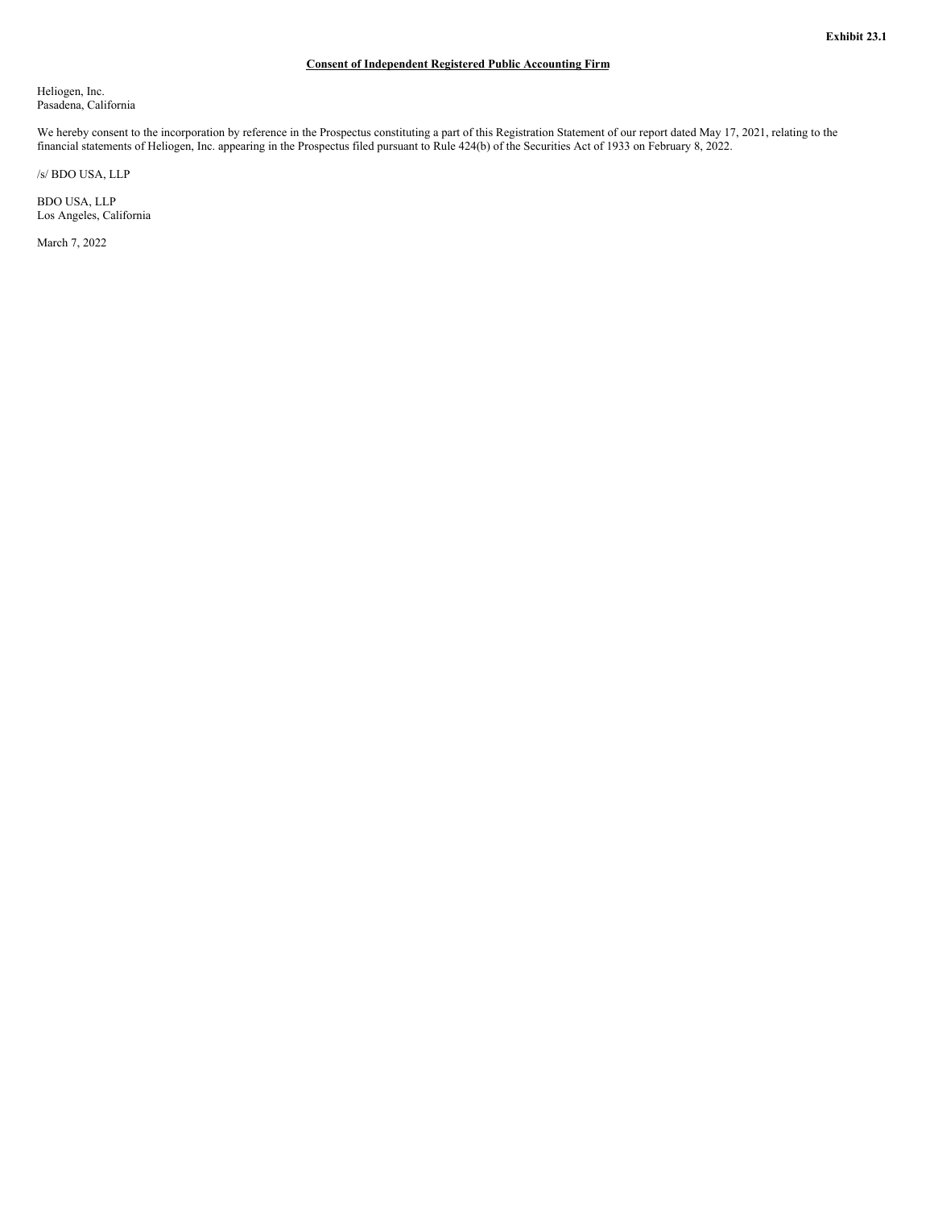**Exhibit 23.1**

**Consent of Independent Registered Public Accounting Firm**

Heliogen, Inc.
Pasadena, California

We hereby consent to the incorporation by reference in the Prospectus constituting a part of this Registration Statement of our report dated May 17, 2021, relating to the financial statements of Heliogen, Inc. appearing in the Prospectus filed pursuant to Rule 424(b) of the Securities Act of 1933 on February 8, 2022.

/s/ BDO USA, LLP

BDO USA, LLP
Los Angeles, California

March 7, 2022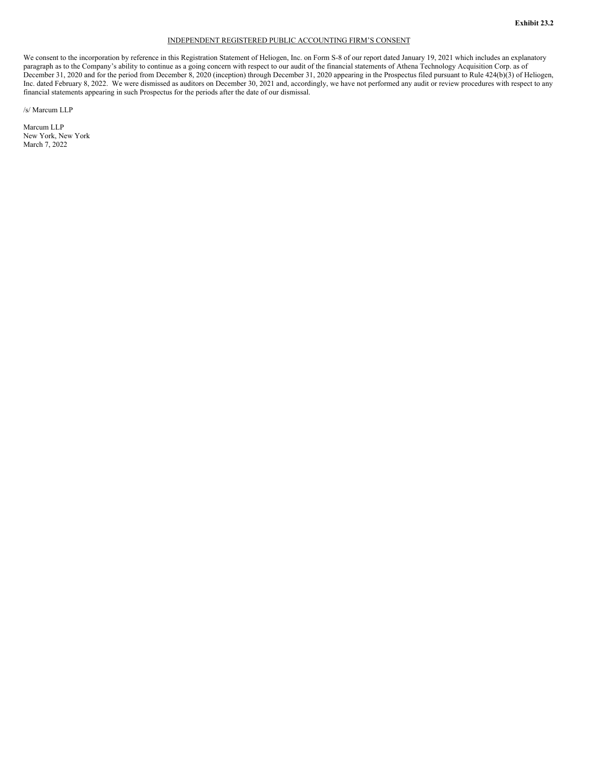**Exhibit 23.2**

INDEPENDENT REGISTERED PUBLIC ACCOUNTING FIRM'S CONSENT

We consent to the incorporation by reference in this Registration Statement of Heliogen, Inc. on Form S-8 of our report dated January 19, 2021 which includes an explanatory paragraph as to the Company's ability to continue as a going concern with respect to our audit of the financial statements of Athena Technology Acquisition Corp. as of December 31, 2020 and for the period from December 8, 2020 (inception) through December 31, 2020 appearing in the Prospectus filed pursuant to Rule 424(b)(3) of Heliogen, Inc. dated February 8, 2022. We were dismissed as auditors on December 30, 2021 and, accordingly, we have not performed any audit or review procedures with respect to any financial statements appearing in such Prospectus for the periods after the date of our dismissal.

/s/ Marcum LLP

Marcum LLP
New York, New York
March 7, 2022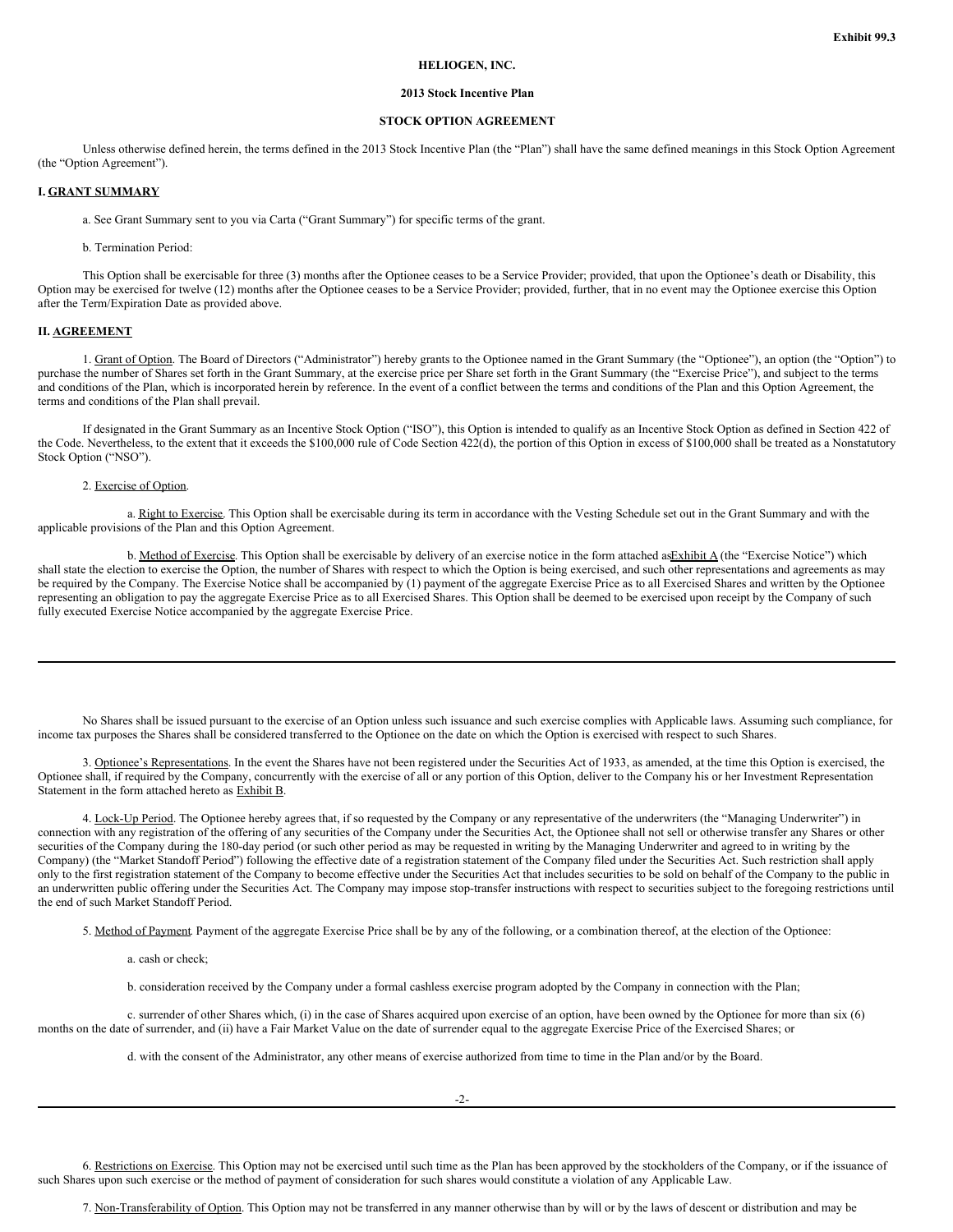Exhibit 99.3

**HELIOGEN, INC.**

**2013 Stock Incentive Plan**

**STOCK OPTION AGREEMENT**

Unless otherwise defined herein, the terms defined in the 2013 Stock Incentive Plan (the "Plan") shall have the same defined meanings in this Stock Option Agreement (the "Option Agreement").

**I. GRANT SUMMARY**

a. See Grant Summary sent to you via Carta ("Grant Summary") for specific terms of the grant.

b. Termination Period:

This Option shall be exercisable for three (3) months after the Optionee ceases to be a Service Provider; provided, that upon the Optionee's death or Disability, this Option may be exercised for twelve (12) months after the Optionee ceases to be a Service Provider; provided, further, that in no event may the Optionee exercise this Option after the Term/Expiration Date as provided above.

**II. AGREEMENT**

1. Grant of Option. The Board of Directors ("Administrator") hereby grants to the Optionee named in the Grant Summary (the "Optionee"), an option (the "Option") to purchase the number of Shares set forth in the Grant Summary, at the exercise price per Share set forth in the Grant Summary (the "Exercise Price"), and subject to the terms and conditions of the Plan, which is incorporated herein by reference. In the event of a conflict between the terms and conditions of the Plan and this Option Agreement, the terms and conditions of the Plan shall prevail.

If designated in the Grant Summary as an Incentive Stock Option ("ISO"), this Option is intended to qualify as an Incentive Stock Option as defined in Section 422 of the Code. Nevertheless, to the extent that it exceeds the $100,000 rule of Code Section 422(d), the portion of this Option in excess of $100,000 shall be treated as a Nonstatutory Stock Option ("NSO").

2. Exercise of Option.

a. Right to Exercise. This Option shall be exercisable during its term in accordance with the Vesting Schedule set out in the Grant Summary and with the applicable provisions of the Plan and this Option Agreement.

b. Method of Exercise. This Option shall be exercisable by delivery of an exercise notice in the form attached as Exhibit A (the "Exercise Notice") which shall state the election to exercise the Option, the number of Shares with respect to which the Option is being exercised, and such other representations and agreements as may be required by the Company. The Exercise Notice shall be accompanied by (1) payment of the aggregate Exercise Price as to all Exercised Shares and written by the Optionee representing an obligation to pay the aggregate Exercise Price as to all Exercised Shares. This Option shall be deemed to be exercised upon receipt by the Company of such fully executed Exercise Notice accompanied by the aggregate Exercise Price.

No Shares shall be issued pursuant to the exercise of an Option unless such issuance and such exercise complies with Applicable laws. Assuming such compliance, for income tax purposes the Shares shall be considered transferred to the Optionee on the date on which the Option is exercised with respect to such Shares.

3. Optionee's Representations. In the event the Shares have not been registered under the Securities Act of 1933, as amended, at the time this Option is exercised, the Optionee shall, if required by the Company, concurrently with the exercise of all or any portion of this Option, deliver to the Company his or her Investment Representation Statement in the form attached hereto as Exhibit B.

4. Lock-Up Period. The Optionee hereby agrees that, if so requested by the Company or any representative of the underwriters (the "Managing Underwriter") in connection with any registration of the offering of any securities of the Company under the Securities Act, the Optionee shall not sell or otherwise transfer any Shares or other securities of the Company during the 180-day period (or such other period as may be requested in writing by the Managing Underwriter and agreed to in writing by the Company) (the "Market Standoff Period") following the effective date of a registration statement of the Company filed under the Securities Act. Such restriction shall apply only to the first registration statement of the Company to become effective under the Securities Act that includes securities to be sold on behalf of the Company to the public in an underwritten public offering under the Securities Act. The Company may impose stop-transfer instructions with respect to securities subject to the foregoing restrictions until the end of such Market Standoff Period.

5. Method of Payment. Payment of the aggregate Exercise Price shall be by any of the following, or a combination thereof, at the election of the Optionee:

a. cash or check;

b. consideration received by the Company under a formal cashless exercise program adopted by the Company in connection with the Plan;

c. surrender of other Shares which, (i) in the case of Shares acquired upon exercise of an option, have been owned by the Optionee for more than six (6) months on the date of surrender, and (ii) have a Fair Market Value on the date of surrender equal to the aggregate Exercise Price of the Exercised Shares; or

d. with the consent of the Administrator, any other means of exercise authorized from time to time in the Plan and/or by the Board.

6. Restrictions on Exercise. This Option may not be exercised until such time as the Plan has been approved by the stockholders of the Company, or if the issuance of such Shares upon such exercise or the method of payment of consideration for such shares would constitute a violation of any Applicable Law.

7. Non-Transferability of Option. This Option may not be transferred in any manner otherwise than by will or by the laws of descent or distribution and may be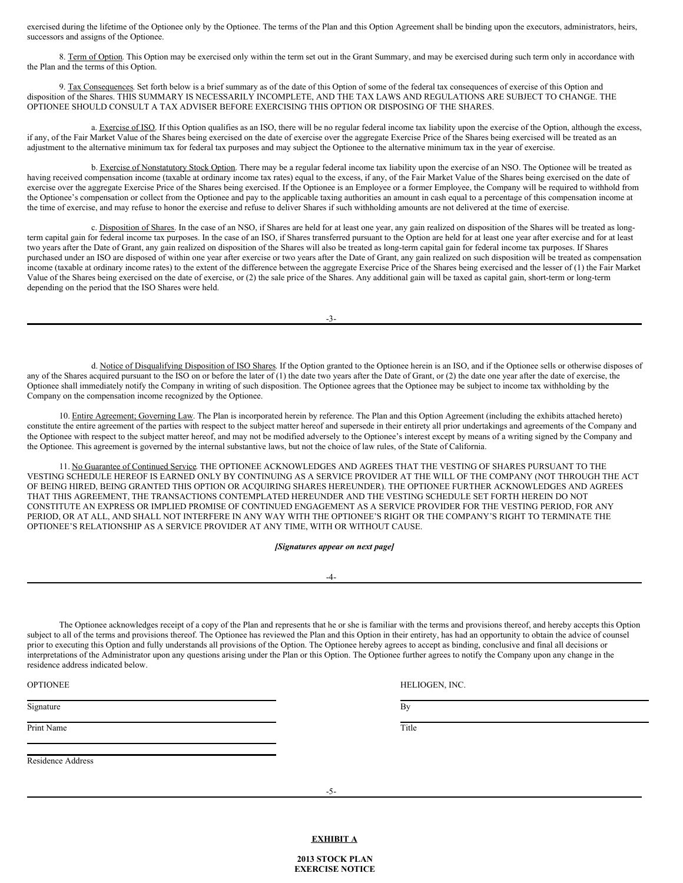exercised during the lifetime of the Optionee only by the Optionee. The terms of the Plan and this Option Agreement shall be binding upon the executors, administrators, heirs, successors and assigns of the Optionee.

8. Term of Option. This Option may be exercised only within the term set out in the Grant Summary, and may be exercised during such term only in accordance with the Plan and the terms of this Option.

9. Tax Consequences. Set forth below is a brief summary as of the date of this Option of some of the federal tax consequences of exercise of this Option and disposition of the Shares. THIS SUMMARY IS NECESSARILY INCOMPLETE, AND THE TAX LAWS AND REGULATIONS ARE SUBJECT TO CHANGE. THE OPTIONEE SHOULD CONSULT A TAX ADVISER BEFORE EXERCISING THIS OPTION OR DISPOSING OF THE SHARES.

a. Exercise of ISO. If this Option qualifies as an ISO, there will be no regular federal income tax liability upon the exercise of the Option, although the excess, if any, of the Fair Market Value of the Shares being exercised on the date of exercise over the aggregate Exercise Price of the Shares being exercised will be treated as an adjustment to the alternative minimum tax for federal tax purposes and may subject the Optionee to the alternative minimum tax in the year of exercise.

b. Exercise of Nonstatutory Stock Option. There may be a regular federal income tax liability upon the exercise of an NSO. The Optionee will be treated as having received compensation income (taxable at ordinary income tax rates) equal to the excess, if any, of the Fair Market Value of the Shares being exercised on the date of exercise over the aggregate Exercise Price of the Shares being exercised. If the Optionee is an Employee or a former Employee, the Company will be required to withhold from the Optionee's compensation or collect from the Optionee and pay to the applicable taxing authorities an amount in cash equal to a percentage of this compensation income at the time of exercise, and may refuse to honor the exercise and refuse to deliver Shares if such withholding amounts are not delivered at the time of exercise.

c. Disposition of Shares. In the case of an NSO, if Shares are held for at least one year, any gain realized on disposition of the Shares will be treated as long-term capital gain for federal income tax purposes. In the case of an ISO, if Shares transferred pursuant to the Option are held for at least one year after exercise and for at least two years after the Date of Grant, any gain realized on disposition of the Shares will also be treated as long-term capital gain for federal income tax purposes. If Shares purchased under an ISO are disposed of within one year after exercise or two years after the Date of Grant, any gain realized on such disposition will be treated as compensation income (taxable at ordinary income rates) to the extent of the difference between the aggregate Exercise Price of the Shares being exercised and the lesser of (1) the Fair Market Value of the Shares being exercised on the date of exercise, or (2) the sale price of the Shares. Any additional gain will be taxed as capital gain, short-term or long-term depending on the period that the ISO Shares were held.

d. Notice of Disqualifying Disposition of ISO Shares. If the Option granted to the Optionee herein is an ISO, and if the Optionee sells or otherwise disposes of any of the Shares acquired pursuant to the ISO on or before the later of (1) the date two years after the Date of Grant, or (2) the date one year after the date of exercise, the Optionee shall immediately notify the Company in writing of such disposition. The Optionee agrees that the Optionee may be subject to income tax withholding by the Company on the compensation income recognized by the Optionee.

10. Entire Agreement; Governing Law. The Plan is incorporated herein by reference. The Plan and this Option Agreement (including the exhibits attached hereto) constitute the entire agreement of the parties with respect to the subject matter hereof and supersede in their entirety all prior undertakings and agreements of the Company and the Optionee with respect to the subject matter hereof, and may not be modified adversely to the Optionee's interest except by means of a writing signed by the Company and the Optionee. This agreement is governed by the internal substantive laws, but not the choice of law rules, of the State of California.

11. No Guarantee of Continued Service. THE OPTIONEE ACKNOWLEDGES AND AGREES THAT THE VESTING OF SHARES PURSUANT TO THE VESTING SCHEDULE HEREOF IS EARNED ONLY BY CONTINUING AS A SERVICE PROVIDER AT THE WILL OF THE COMPANY (NOT THROUGH THE ACT OF BEING HIRED, BEING GRANTED THIS OPTION OR ACQUIRING SHARES HEREUNDER). THE OPTIONEE FURTHER ACKNOWLEDGES AND AGREES THAT THIS AGREEMENT, THE TRANSACTIONS CONTEMPLATED HEREUNDER AND THE VESTING SCHEDULE SET FORTH HEREIN DO NOT CONSTITUTE AN EXPRESS OR IMPLIED PROMISE OF CONTINUED ENGAGEMENT AS A SERVICE PROVIDER FOR THE VESTING PERIOD, FOR ANY PERIOD, OR AT ALL, AND SHALL NOT INTERFERE IN ANY WAY WITH THE OPTIONEE'S RIGHT OR THE COMPANY'S RIGHT TO TERMINATE THE OPTIONEE'S RELATIONSHIP AS A SERVICE PROVIDER AT ANY TIME, WITH OR WITHOUT CAUSE.

***[Signatures appear on next page]***

The Optionee acknowledges receipt of a copy of the Plan and represents that he or she is familiar with the terms and provisions thereof, and hereby accepts this Option subject to all of the terms and provisions thereof. The Optionee has reviewed the Plan and this Option in their entirety, has had an opportunity to obtain the advice of counsel prior to executing this Option and fully understands all provisions of the Option. The Optionee hereby agrees to accept as binding, conclusive and final all decisions or interpretations of the Administrator upon any questions arising under the Plan or this Option. The Optionee further agrees to notify the Company upon any change in the residence address indicated below.

| OPTIONEE | HELIOGEN, INC. |
|---|---|
| Signature | By |
| Print Name | Title |
| Residence Address | |

**EXHIBIT A**

**2013 STOCK PLAN**
**EXERCISE NOTICE**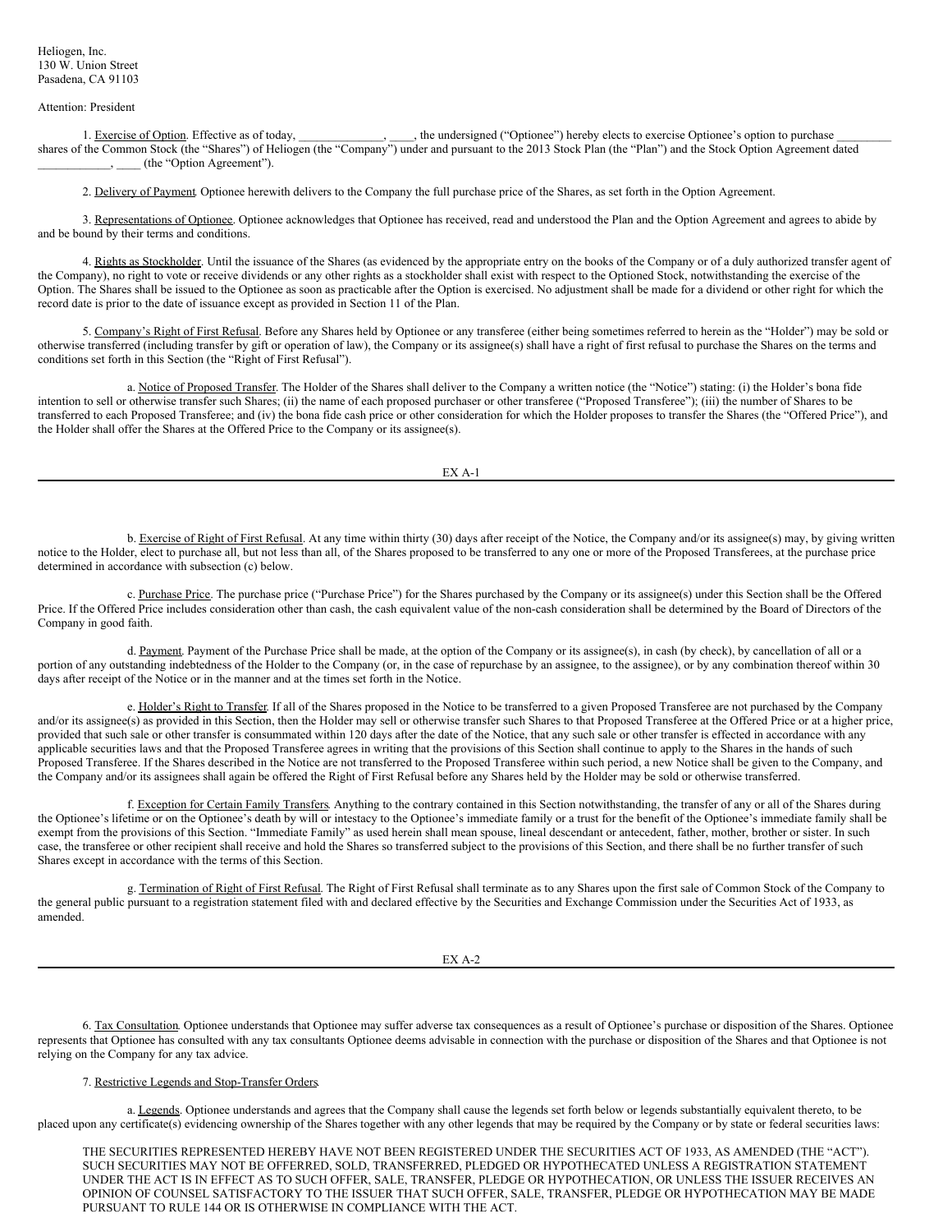Heliogen, Inc.
130 W. Union Street
Pasadena, CA 91103

Attention: President

1. Exercise of Option. Effective as of today, ______________, ____, the undersigned ("Optionee") hereby elects to exercise Optionee's option to purchase _________ shares of the Common Stock (the "Shares") of Heliogen (the "Company") under and pursuant to the 2013 Stock Plan (the "Plan") and the Stock Option Agreement dated ____________, ____ (the "Option Agreement").

2. Delivery of Payment. Optionee herewith delivers to the Company the full purchase price of the Shares, as set forth in the Option Agreement.

3. Representations of Optionee. Optionee acknowledges that Optionee has received, read and understood the Plan and the Option Agreement and agrees to abide by and be bound by their terms and conditions.

4. Rights as Stockholder. Until the issuance of the Shares (as evidenced by the appropriate entry on the books of the Company or of a duly authorized transfer agent of the Company), no right to vote or receive dividends or any other rights as a stockholder shall exist with respect to the Optioned Stock, notwithstanding the exercise of the Option. The Shares shall be issued to the Optionee as soon as practicable after the Option is exercised. No adjustment shall be made for a dividend or other right for which the record date is prior to the date of issuance except as provided in Section 11 of the Plan.

5. Company's Right of First Refusal. Before any Shares held by Optionee or any transferee (either being sometimes referred to herein as the "Holder") may be sold or otherwise transferred (including transfer by gift or operation of law), the Company or its assignee(s) shall have a right of first refusal to purchase the Shares on the terms and conditions set forth in this Section (the "Right of First Refusal").

a. Notice of Proposed Transfer. The Holder of the Shares shall deliver to the Company a written notice (the "Notice") stating: (i) the Holder's bona fide intention to sell or otherwise transfer such Shares; (ii) the name of each proposed purchaser or other transferee ("Proposed Transferee"); (iii) the number of Shares to be transferred to each Proposed Transferee; and (iv) the bona fide cash price or other consideration for which the Holder proposes to transfer the Shares (the "Offered Price"), and the Holder shall offer the Shares at the Offered Price to the Company or its assignee(s).

b. Exercise of Right of First Refusal. At any time within thirty (30) days after receipt of the Notice, the Company and/or its assignee(s) may, by giving written notice to the Holder, elect to purchase all, but not less than all, of the Shares proposed to be transferred to any one or more of the Proposed Transferees, at the purchase price determined in accordance with subsection (c) below.

c. Purchase Price. The purchase price ("Purchase Price") for the Shares purchased by the Company or its assignee(s) under this Section shall be the Offered Price. If the Offered Price includes consideration other than cash, the cash equivalent value of the non-cash consideration shall be determined by the Board of Directors of the Company in good faith.

d. Payment. Payment of the Purchase Price shall be made, at the option of the Company or its assignee(s), in cash (by check), by cancellation of all or a portion of any outstanding indebtedness of the Holder to the Company (or, in the case of repurchase by an assignee, to the assignee), or by any combination thereof within 30 days after receipt of the Notice or in the manner and at the times set forth in the Notice.

e. Holder's Right to Transfer. If all of the Shares proposed in the Notice to be transferred to a given Proposed Transferee are not purchased by the Company and/or its assignee(s) as provided in this Section, then the Holder may sell or otherwise transfer such Shares to that Proposed Transferee at the Offered Price or at a higher price, provided that such sale or other transfer is consummated within 120 days after the date of the Notice, that any such sale or other transfer is effected in accordance with any applicable securities laws and that the Proposed Transferee agrees in writing that the provisions of this Section shall continue to apply to the Shares in the hands of such Proposed Transferee. If the Shares described in the Notice are not transferred to the Proposed Transferee within such period, a new Notice shall be given to the Company, and the Company and/or its assignees shall again be offered the Right of First Refusal before any Shares held by the Holder may be sold or otherwise transferred.

f. Exception for Certain Family Transfers. Anything to the contrary contained in this Section notwithstanding, the transfer of any or all of the Shares during the Optionee's lifetime or on the Optionee's death by will or intestacy to the Optionee's immediate family or a trust for the benefit of the Optionee's immediate family shall be exempt from the provisions of this Section. "Immediate Family" as used herein shall mean spouse, lineal descendant or antecedent, father, mother, brother or sister. In such case, the transferee or other recipient shall receive and hold the Shares so transferred subject to the provisions of this Section, and there shall be no further transfer of such Shares except in accordance with the terms of this Section.

g. Termination of Right of First Refusal. The Right of First Refusal shall terminate as to any Shares upon the first sale of Common Stock of the Company to the general public pursuant to a registration statement filed with and declared effective by the Securities and Exchange Commission under the Securities Act of 1933, as amended.

6. Tax Consultation. Optionee understands that Optionee may suffer adverse tax consequences as a result of Optionee's purchase or disposition of the Shares. Optionee represents that Optionee has consulted with any tax consultants Optionee deems advisable in connection with the purchase or disposition of the Shares and that Optionee is not relying on the Company for any tax advice.

7. Restrictive Legends and Stop-Transfer Orders.

a. Legends. Optionee understands and agrees that the Company shall cause the legends set forth below or legends substantially equivalent thereto, to be placed upon any certificate(s) evidencing ownership of the Shares together with any other legends that may be required by the Company or by state or federal securities laws:

> THE SECURITIES REPRESENTED HEREBY HAVE NOT BEEN REGISTERED UNDER THE SECURITIES ACT OF 1933, AS AMENDED (THE "ACT"). SUCH SECURITIES MAY NOT BE OFFERRED, SOLD, TRANSFERRED, PLEDGED OR HYPOTHECATED UNLESS A REGISTRATION STATEMENT UNDER THE ACT IS IN EFFECT AS TO SUCH OFFER, SALE, TRANSFER, PLEDGE OR HYPOTHECATION, OR UNLESS THE ISSUER RECEIVES AN OPINION OF COUNSEL SATISFACTORY TO THE ISSUER THAT SUCH OFFER, SALE, TRANSFER, PLEDGE OR HYPOTHECATION MAY BE MADE PURSUANT TO RULE 144 OR IS OTHERWISE IN COMPLIANCE WITH THE ACT.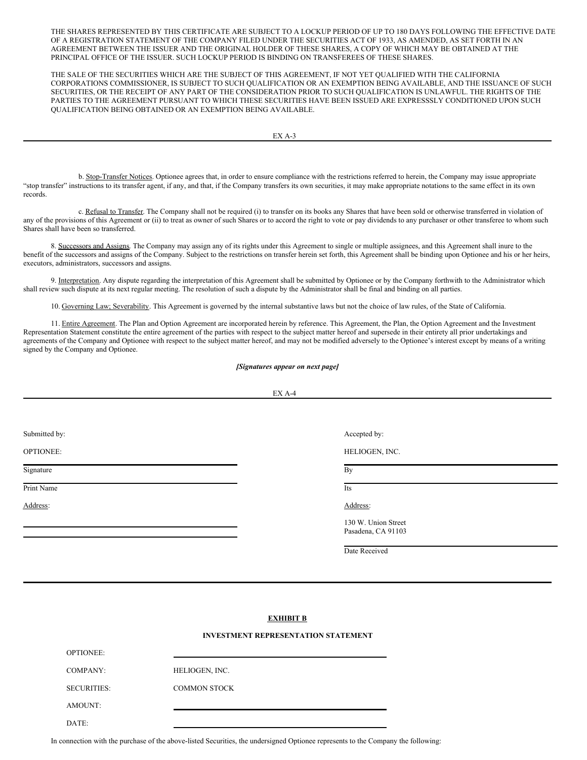THE SHARES REPRESENTED BY THIS CERTIFICATE ARE SUBJECT TO A LOCKUP PERIOD OF UP TO 180 DAYS FOLLOWING THE EFFECTIVE DATE OF A REGISTRATION STATEMENT OF THE COMPANY FILED UNDER THE SECURITIES ACT OF 1933, AS AMENDED, AS SET FORTH IN AN AGREEMENT BETWEEN THE ISSUER AND THE ORIGINAL HOLDER OF THESE SHARES, A COPY OF WHICH MAY BE OBTAINED AT THE PRINCIPAL OFFICE OF THE ISSUER. SUCH LOCKUP PERIOD IS BINDING ON TRANSFEREES OF THESE SHARES.

THE SALE OF THE SECURITIES WHICH ARE THE SUBJECT OF THIS AGREEMENT, IF NOT YET QUALIFIED WITH THE CALIFORNIA CORPORATIONS COMMISSIONER, IS SUBJECT TO SUCH QUALIFICATION OR AN EXEMPTION BEING AVAILABLE, AND THE ISSUANCE OF SUCH SECURITIES, OR THE RECEIPT OF ANY PART OF THE CONSIDERATION PRIOR TO SUCH QUALIFICATION IS UNLAWFUL. THE RIGHTS OF THE PARTIES TO THE AGREEMENT PURSUANT TO WHICH THESE SECURITIES HAVE BEEN ISSUED ARE EXPRESSSLY CONDITIONED UPON SUCH QUALIFICATION BEING OBTAINED OR AN EXEMPTION BEING AVAILABLE.

---

b. Stop-Transfer Notices. Optionee agrees that, in order to ensure compliance with the restrictions referred to herein, the Company may issue appropriate "stop transfer" instructions to its transfer agent, if any, and that, if the Company transfers its own securities, it may make appropriate notations to the same effect in its own records.

c. Refusal to Transfer. The Company shall not be required (i) to transfer on its books any Shares that have been sold or otherwise transferred in violation of any of the provisions of this Agreement or (ii) to treat as owner of such Shares or to accord the right to vote or pay dividends to any purchaser or other transferee to whom such Shares shall have been so transferred.

8. Successors and Assigns. The Company may assign any of its rights under this Agreement to single or multiple assignees, and this Agreement shall inure to the benefit of the successors and assigns of the Company. Subject to the restrictions on transfer herein set forth, this Agreement shall be binding upon Optionee and his or her heirs, executors, administrators, successors and assigns.

9. Interpretation. Any dispute regarding the interpretation of this Agreement shall be submitted by Optionee or by the Company forthwith to the Administrator which shall review such dispute at its next regular meeting. The resolution of such a dispute by the Administrator shall be final and binding on all parties.

10. Governing Law; Severability. This Agreement is governed by the internal substantive laws but not the choice of law rules, of the State of California.

11. Entire Agreement. The Plan and Option Agreement are incorporated herein by reference. This Agreement, the Plan, the Option Agreement and the Investment Representation Statement constitute the entire agreement of the parties with respect to the subject matter hereof and supersede in their entirety all prior undertakings and agreements of the Company and Optionee with respect to the subject matter hereof, and may not be modified adversely to the Optionee's interest except by means of a writing signed by the Company and Optionee.

***[Signatures appear on next page]***

---

| Submitted by: | Accepted by: |
|---|---|
| OPTIONEE: | HELIOGEN, INC. |
| Signature | By |
| Print Name | Its |
| Address: | Address: |
| | 130 W. Union Street<br>Pasadena, CA 91103 |
| | Date Received |

---

**EXHIBIT B**

**INVESTMENT REPRESENTATION STATEMENT**

| | |
|---|---|
| OPTIONEE: | |
| COMPANY: | HELIOGEN, INC. |
| SECURITIES: | COMMON STOCK |
| AMOUNT: | |
| DATE: | |

In connection with the purchase of the above-listed Securities, the undersigned Optionee represents to the Company the following: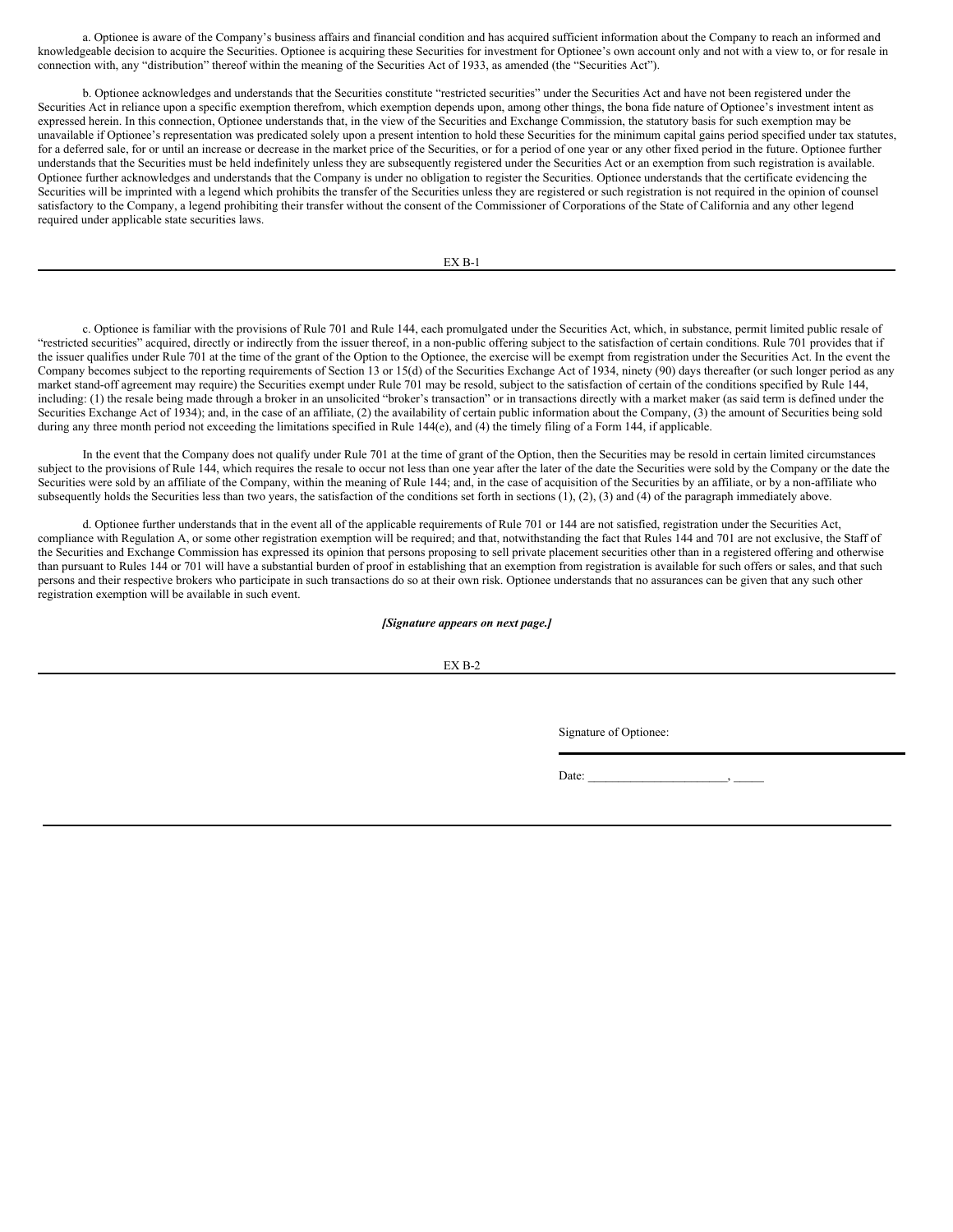a. Optionee is aware of the Company's business affairs and financial condition and has acquired sufficient information about the Company to reach an informed and knowledgeable decision to acquire the Securities. Optionee is acquiring these Securities for investment for Optionee's own account only and not with a view to, or for resale in connection with, any "distribution" thereof within the meaning of the Securities Act of 1933, as amended (the "Securities Act").

b. Optionee acknowledges and understands that the Securities constitute "restricted securities" under the Securities Act and have not been registered under the Securities Act in reliance upon a specific exemption therefrom, which exemption depends upon, among other things, the bona fide nature of Optionee's investment intent as expressed herein. In this connection, Optionee understands that, in the view of the Securities and Exchange Commission, the statutory basis for such exemption may be unavailable if Optionee's representation was predicated solely upon a present intention to hold these Securities for the minimum capital gains period specified under tax statutes, for a deferred sale, for or until an increase or decrease in the market price of the Securities, or for a period of one year or any other fixed period in the future. Optionee further understands that the Securities must be held indefinitely unless they are subsequently registered under the Securities Act or an exemption from such registration is available. Optionee further acknowledges and understands that the Company is under no obligation to register the Securities. Optionee understands that the certificate evidencing the Securities will be imprinted with a legend which prohibits the transfer of the Securities unless they are registered or such registration is not required in the opinion of counsel satisfactory to the Company, a legend prohibiting their transfer without the consent of the Commissioner of Corporations of the State of California and any other legend required under applicable state securities laws.

c. Optionee is familiar with the provisions of Rule 701 and Rule 144, each promulgated under the Securities Act, which, in substance, permit limited public resale of "restricted securities" acquired, directly or indirectly from the issuer thereof, in a non-public offering subject to the satisfaction of certain conditions. Rule 701 provides that if the issuer qualifies under Rule 701 at the time of the grant of the Option to the Optionee, the exercise will be exempt from registration under the Securities Act. In the event the Company becomes subject to the reporting requirements of Section 13 or 15(d) of the Securities Exchange Act of 1934, ninety (90) days thereafter (or such longer period as any market stand-off agreement may require) the Securities exempt under Rule 701 may be resold, subject to the satisfaction of certain of the conditions specified by Rule 144, including: (1) the resale being made through a broker in an unsolicited "broker's transaction" or in transactions directly with a market maker (as said term is defined under the Securities Exchange Act of 1934); and, in the case of an affiliate, (2) the availability of certain public information about the Company, (3) the amount of Securities being sold during any three month period not exceeding the limitations specified in Rule 144(e), and (4) the timely filing of a Form 144, if applicable.

In the event that the Company does not qualify under Rule 701 at the time of grant of the Option, then the Securities may be resold in certain limited circumstances subject to the provisions of Rule 144, which requires the resale to occur not less than one year after the later of the date the Securities were sold by the Company or the date the Securities were sold by an affiliate of the Company, within the meaning of Rule 144; and, in the case of acquisition of the Securities by an affiliate, or by a non-affiliate who subsequently holds the Securities less than two years, the satisfaction of the conditions set forth in sections (1), (2), (3) and (4) of the paragraph immediately above.

d. Optionee further understands that in the event all of the applicable requirements of Rule 701 or 144 are not satisfied, registration under the Securities Act, compliance with Regulation A, or some other registration exemption will be required; and that, notwithstanding the fact that Rules 144 and 701 are not exclusive, the Staff of the Securities and Exchange Commission has expressed its opinion that persons proposing to sell private placement securities other than in a registered offering and otherwise than pursuant to Rules 144 or 701 will have a substantial burden of proof in establishing that an exemption from registration is available for such offers or sales, and that such persons and their respective brokers who participate in such transactions do so at their own risk. Optionee understands that no assurances can be given that any such other registration exemption will be available in such event.

***[Signature appears on next page.]***

Signature of Optionee:

______________________________

Date: _______________________, _____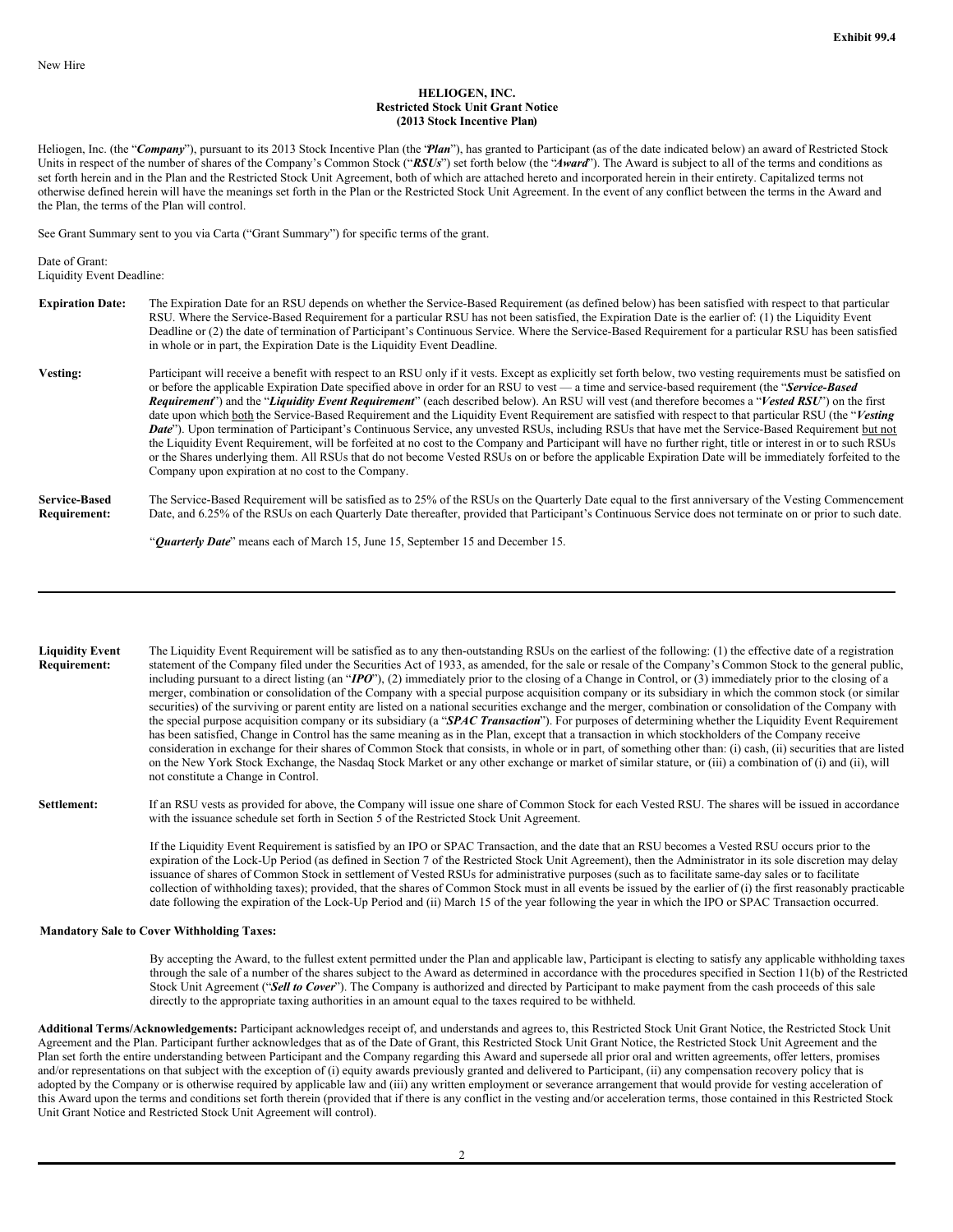**Exhibit 99.4**

New Hire

**HELIOGEN, INC.**
**Restricted Stock Unit Grant Notice**
**(2013 Stock Incentive Plan)**

Heliogen, Inc. (the "***Company***"), pursuant to its 2013 Stock Incentive Plan (the "***Plan***"), has granted to Participant (as of the date indicated below) an award of Restricted Stock Units in respect of the number of shares of the Company's Common Stock ("***RSUs***") set forth below (the "***Award***"). The Award is subject to all of the terms and conditions as set forth herein and in the Plan and the Restricted Stock Unit Agreement, both of which are attached hereto and incorporated herein in their entirety. Capitalized terms not otherwise defined herein will have the meanings set forth in the Plan or the Restricted Stock Unit Agreement. In the event of any conflict between the terms in the Award and the Plan, the terms of the Plan will control.

See Grant Summary sent to you via Carta ("Grant Summary") for specific terms of the grant.

Date of Grant:
Liquidity Event Deadline:

**Expiration Date:** The Expiration Date for an RSU depends on whether the Service-Based Requirement (as defined below) has been satisfied with respect to that particular RSU. Where the Service-Based Requirement for a particular RSU has not been satisfied, the Expiration Date is the earlier of: (1) the Liquidity Event Deadline or (2) the date of termination of Participant's Continuous Service. Where the Service-Based Requirement for a particular RSU has been satisfied in whole or in part, the Expiration Date is the Liquidity Event Deadline.

**Vesting:** Participant will receive a benefit with respect to an RSU only if it vests. Except as explicitly set forth below, two vesting requirements must be satisfied on or before the applicable Expiration Date specified above in order for an RSU to vest — a time and service-based requirement (the "***Service-Based Requirement***") and the "***Liquidity Event Requirement***" (each described below). An RSU will vest (and therefore becomes a "***Vested RSU***") on the first date upon which both the Service-Based Requirement and the Liquidity Event Requirement are satisfied with respect to that particular RSU (the "***Vesting Date***"). Upon termination of Participant's Continuous Service, any unvested RSUs, including RSUs that have met the Service-Based Requirement but not the Liquidity Event Requirement, will be forfeited at no cost to the Company and Participant will have no further right, title or interest in or to such RSUs or the Shares underlying them. All RSUs that do not become Vested RSUs on or before the applicable Expiration Date will be immediately forfeited to the Company upon expiration at no cost to the Company.

**Service-Based Requirement:** The Service-Based Requirement will be satisfied as to 25% of the RSUs on the Quarterly Date equal to the first anniversary of the Vesting Commencement Date, and 6.25% of the RSUs on each Quarterly Date thereafter, provided that Participant's Continuous Service does not terminate on or prior to such date.

"***Quarterly Date***" means each of March 15, June 15, September 15 and December 15.

---

**Liquidity Event Requirement:** The Liquidity Event Requirement will be satisfied as to any then-outstanding RSUs on the earliest of the following: (1) the effective date of a registration statement of the Company filed under the Securities Act of 1933, as amended, for the sale or resale of the Company's Common Stock to the general public, including pursuant to a direct listing (an "***IPO***"), (2) immediately prior to the closing of a Change in Control, or (3) immediately prior to the closing of a merger, combination or consolidation of the Company with a special purpose acquisition company or its subsidiary in which the common stock (or similar securities) of the surviving or parent entity are listed on a national securities exchange and the merger, combination or consolidation of the Company with the special purpose acquisition company or its subsidiary (a "***SPAC Transaction***"). For purposes of determining whether the Liquidity Event Requirement has been satisfied, Change in Control has the same meaning as in the Plan, except that a transaction in which stockholders of the Company receive consideration in exchange for their shares of Common Stock that consists, in whole or in part, of something other than: (i) cash, (ii) securities that are listed on the New York Stock Exchange, the Nasdaq Stock Market or any other exchange or market of similar stature, or (iii) a combination of (i) and (ii), will not constitute a Change in Control.

**Settlement:** If an RSU vests as provided for above, the Company will issue one share of Common Stock for each Vested RSU. The shares will be issued in accordance with the issuance schedule set forth in Section 5 of the Restricted Stock Unit Agreement.

If the Liquidity Event Requirement is satisfied by an IPO or SPAC Transaction, and the date that an RSU becomes a Vested RSU occurs prior to the expiration of the Lock-Up Period (as defined in Section 7 of the Restricted Stock Unit Agreement), then the Administrator in its sole discretion may delay issuance of shares of Common Stock in settlement of Vested RSUs for administrative purposes (such as to facilitate same-day sales or to facilitate collection of withholding taxes); provided, that the shares of Common Stock must in all events be issued by the earlier of (i) the first reasonably practicable date following the expiration of the Lock-Up Period and (ii) March 15 of the year following the year in which the IPO or SPAC Transaction occurred.

**Mandatory Sale to Cover Withholding Taxes:**

By accepting the Award, to the fullest extent permitted under the Plan and applicable law, Participant is electing to satisfy any applicable withholding taxes through the sale of a number of the shares subject to the Award as determined in accordance with the procedures specified in Section 11(b) of the Restricted Stock Unit Agreement ("***Sell to Cover***"). The Company is authorized and directed by Participant to make payment from the cash proceeds of this sale directly to the appropriate taxing authorities in an amount equal to the taxes required to be withheld.

**Additional Terms/Acknowledgements:** Participant acknowledges receipt of, and understands and agrees to, this Restricted Stock Unit Grant Notice, the Restricted Stock Unit Agreement and the Plan. Participant further acknowledges that as of the Date of Grant, this Restricted Stock Unit Grant Notice, the Restricted Stock Unit Agreement and the Plan set forth the entire understanding between Participant and the Company regarding this Award and supersede all prior oral and written agreements, offer letters, promises and/or representations on that subject with the exception of (i) equity awards previously granted and delivered to Participant, (ii) any compensation recovery policy that is adopted by the Company or is otherwise required by applicable law and (iii) any written employment or severance arrangement that would provide for vesting acceleration of this Award upon the terms and conditions set forth therein (provided that if there is any conflict in the vesting and/or acceleration terms, those contained in this Restricted Stock Unit Grant Notice and Restricted Stock Unit Agreement will control).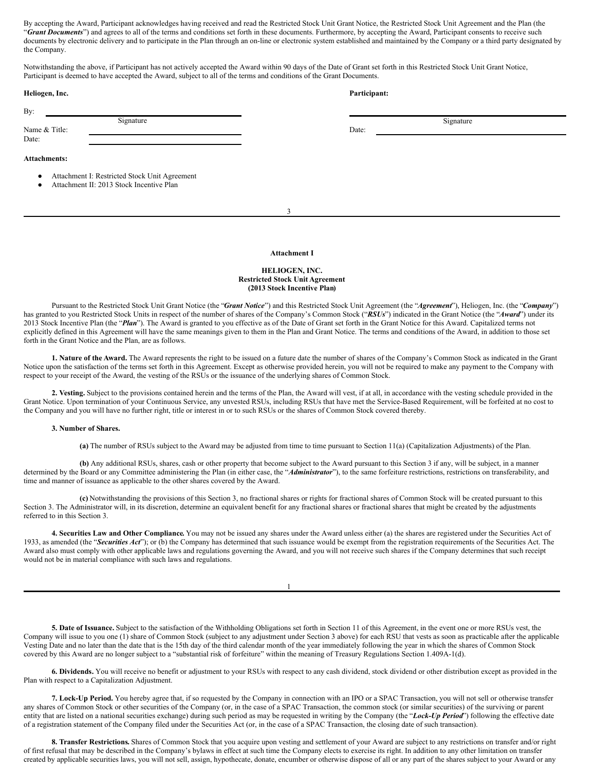By accepting the Award, Participant acknowledges having received and read the Restricted Stock Unit Grant Notice, the Restricted Stock Unit Agreement and the Plan (the "***Grant Documents***") and agrees to all of the terms and conditions set forth in these documents. Furthermore, by accepting the Award, Participant consents to receive such documents by electronic delivery and to participate in the Plan through an on-line or electronic system established and maintained by the Company or a third party designated by the Company.

Notwithstanding the above, if Participant has not actively accepted the Award within 90 days of the Date of Grant set forth in this Restricted Stock Unit Grant Notice, Participant is deemed to have accepted the Award, subject to all of the terms and conditions of the Grant Documents.

| **Heliogen, Inc.** | **Participant:** |
|---|---|
| By: _______________ Signature | _______________ Signature |
| Name & Title: _______________ | Date: _______________ |
| Date: _______________ | |

**Attachments:**

- Attachment I: Restricted Stock Unit Agreement
- Attachment II: 2013 Stock Incentive Plan

**Attachment I**

**HELIOGEN, INC.**
**Restricted Stock Unit Agreement**
**(2013 Stock Incentive Plan)**

Pursuant to the Restricted Stock Unit Grant Notice (the "***Grant Notice***") and this Restricted Stock Unit Agreement (the "***Agreement***"), Heliogen, Inc. (the "***Company***") has granted to you Restricted Stock Units in respect of the number of shares of the Company's Common Stock ("***RSUs***") indicated in the Grant Notice (the "***Award***") under its 2013 Stock Incentive Plan (the "***Plan***"). The Award is granted to you effective as of the Date of Grant set forth in the Grant Notice for this Award. Capitalized terms not explicitly defined in this Agreement will have the same meanings given to them in the Plan and Grant Notice. The terms and conditions of the Award, in addition to those set forth in the Grant Notice and the Plan, are as follows.

**1. Nature of the Award.** The Award represents the right to be issued on a future date the number of shares of the Company's Common Stock as indicated in the Grant Notice upon the satisfaction of the terms set forth in this Agreement. Except as otherwise provided herein, you will not be required to make any payment to the Company with respect to your receipt of the Award, the vesting of the RSUs or the issuance of the underlying shares of Common Stock.

**2. Vesting.** Subject to the provisions contained herein and the terms of the Plan, the Award will vest, if at all, in accordance with the vesting schedule provided in the Grant Notice. Upon termination of your Continuous Service, any unvested RSUs, including RSUs that have met the Service-Based Requirement, will be forfeited at no cost to the Company and you will have no further right, title or interest in or to such RSUs or the shares of Common Stock covered thereby.

**3. Number of Shares.**

**(a)** The number of RSUs subject to the Award may be adjusted from time to time pursuant to Section 11(a) (Capitalization Adjustments) of the Plan.

**(b)** Any additional RSUs, shares, cash or other property that become subject to the Award pursuant to this Section 3 if any, will be subject, in a manner determined by the Board or any Committee administering the Plan (in either case, the "***Administrator***"), to the same forfeiture restrictions, restrictions on transferability, and time and manner of issuance as applicable to the other shares covered by the Award.

**(c)** Notwithstanding the provisions of this Section 3, no fractional shares or rights for fractional shares of Common Stock will be created pursuant to this Section 3. The Administrator will, in its discretion, determine an equivalent benefit for any fractional shares or fractional shares that might be created by the adjustments referred to in this Section 3.

**4. Securities Law and Other Compliance.** You may not be issued any shares under the Award unless either (a) the shares are registered under the Securities Act of 1933, as amended (the "***Securities Act***"); or (b) the Company has determined that such issuance would be exempt from the registration requirements of the Securities Act. The Award also must comply with other applicable laws and regulations governing the Award, and you will not receive such shares if the Company determines that such receipt would not be in material compliance with such laws and regulations.

**5. Date of Issuance.** Subject to the satisfaction of the Withholding Obligations set forth in Section 11 of this Agreement, in the event one or more RSUs vest, the Company will issue to you one (1) share of Common Stock (subject to any adjustment under Section 3 above) for each RSU that vests as soon as practicable after the applicable Vesting Date and no later than the date that is the 15th day of the third calendar month of the year immediately following the year in which the shares of Common Stock covered by this Award are no longer subject to a "substantial risk of forfeiture" within the meaning of Treasury Regulations Section 1.409A-1(d).

**6. Dividends.** You will receive no benefit or adjustment to your RSUs with respect to any cash dividend, stock dividend or other distribution except as provided in the Plan with respect to a Capitalization Adjustment.

**7. Lock-Up Period.** You hereby agree that, if so requested by the Company in connection with an IPO or a SPAC Transaction, you will not sell or otherwise transfer any shares of Common Stock or other securities of the Company (or, in the case of a SPAC Transaction, the common stock (or similar securities) of the surviving or parent entity that are listed on a national securities exchange) during such period as may be requested in writing by the Company (the "***Lock-Up Period***") following the effective date of a registration statement of the Company filed under the Securities Act (or, in the case of a SPAC Transaction, the closing date of such transaction).

**8. Transfer Restrictions.** Shares of Common Stock that you acquire upon vesting and settlement of your Award are subject to any restrictions on transfer and/or right of first refusal that may be described in the Company's bylaws in effect at such time the Company elects to exercise its right. In addition to any other limitation on transfer created by applicable securities laws, you will not sell, assign, hypothecate, donate, encumber or otherwise dispose of all or any part of the shares subject to your Award or any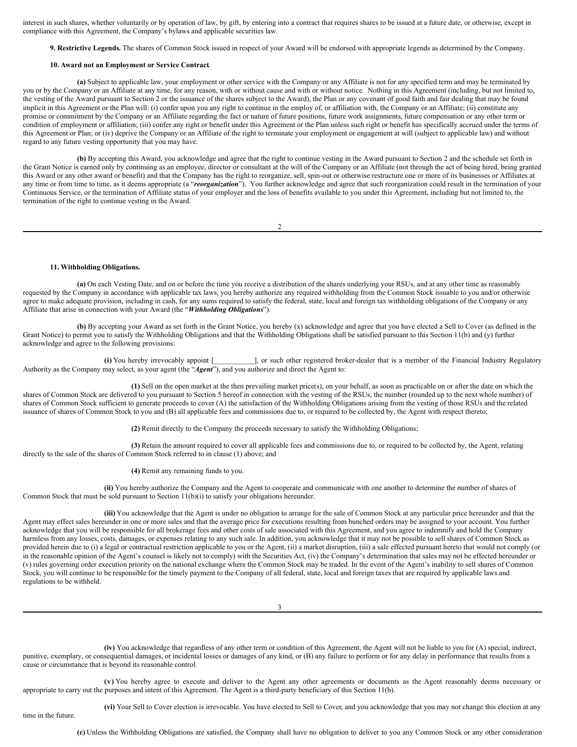interest in such shares, whether voluntarily or by operation of law, by gift, by entering into a contract that requires shares to be issued at a future date, or otherwise, except in compliance with this Agreement, the Company's bylaws and applicable securities law.

**9. Restrictive Legends.** The shares of Common Stock issued in respect of your Award will be endorsed with appropriate legends as determined by the Company.

**10. Award not an Employment or Service Contract.**

**(a)** Subject to applicable law, your employment or other service with the Company or any Affiliate is not for any specified term and may be terminated by you or by the Company or an Affiliate at any time, for any reason, with or without cause and with or without notice. Nothing in this Agreement (including, but not limited to, the vesting of the Award pursuant to Section 2 or the issuance of the shares subject to the Award), the Plan or any covenant of good faith and fair dealing that may be found implicit in this Agreement or the Plan will: (i) confer upon you any right to continue in the employ of, or affiliation with, the Company or an Affiliate; (ii) constitute any promise or commitment by the Company or an Affiliate regarding the fact or nature of future positions, future work assignments, future compensation or any other term or condition of employment or affiliation; (iii) confer any right or benefit under this Agreement or the Plan unless such right or benefit has specifically accrued under the terms of this Agreement or Plan; or (iv) deprive the Company or an Affiliate of the right to terminate your employment or engagement at will (subject to applicable law) and without regard to any future vesting opportunity that you may have.

**(b)** By accepting this Award, you acknowledge and agree that the right to continue vesting in the Award pursuant to Section 2 and the schedule set forth in the Grant Notice is earned only by continuing as an employee, director or consultant at the will of the Company or an Affiliate (not through the act of being hired, being granted this Award or any other award or benefit) and that the Company has the right to reorganize, sell, spin-out or otherwise restructure one or more of its businesses or Affiliates at any time or from time to time, as it deems appropriate (a "***reorganization***"). You further acknowledge and agree that such reorganization could result in the termination of your Continuous Service, or the termination of Affiliate status of your employer and the loss of benefits available to you under this Agreement, including but not limited to, the termination of the right to continue vesting in the Award.

**11. Withholding Obligations.**

**(a)** On each Vesting Date, and on or before the time you receive a distribution of the shares underlying your RSUs, and at any other time as reasonably requested by the Company in accordance with applicable tax laws, you hereby authorize any required withholding from the Common Stock issuable to you and/or otherwise agree to make adequate provision, including in cash, for any sums required to satisfy the federal, state, local and foreign tax withholding obligations of the Company or any Affiliate that arise in connection with your Award (the "***Withholding Obligations***").

**(b)** By accepting your Award as set forth in the Grant Notice, you hereby (x) acknowledge and agree that you have elected a Sell to Cover (as defined in the Grant Notice) to permit you to satisfy the Withholding Obligations and that the Withholding Obligations shall be satisfied pursuant to this Section 11(b) and (y) further acknowledge and agree to the following provisions:

**(i)** You hereby irrevocably appoint [___________], or such other registered broker-dealer that is a member of the Financial Industry Regulatory Authority as the Company may select, as your agent (the "***Agent***"), and you authorize and direct the Agent to:

**(1)** Sell on the open market at the then prevailing market price(s), on your behalf, as soon as practicable on or after the date on which the shares of Common Stock are delivered to you pursuant to Section 5 hereof in connection with the vesting of the RSUs, the number (rounded up to the next whole number) of shares of Common Stock sufficient to generate proceeds to cover (A) the satisfaction of the Withholding Obligations arising from the vesting of those RSUs and the related issuance of shares of Common Stock to you and (B) all applicable fees and commissions due to, or required to be collected by, the Agent with respect thereto;

**(2)** Remit directly to the Company the proceeds necessary to satisfy the Withholding Obligations;

**(3)** Retain the amount required to cover all applicable fees and commissions due to, or required to be collected by, the Agent, relating directly to the sale of the shares of Common Stock referred to in clause (1) above; and

**(4)** Remit any remaining funds to you.

**(ii)** You hereby authorize the Company and the Agent to cooperate and communicate with one another to determine the number of shares of Common Stock that must be sold pursuant to Section 11(b)(i) to satisfy your obligations hereunder.

**(iii)** You acknowledge that the Agent is under no obligation to arrange for the sale of Common Stock at any particular price hereunder and that the Agent may effect sales hereunder in one or more sales and that the average price for executions resulting from bunched orders may be assigned to your account. You further acknowledge that you will be responsible for all brokerage fees and other costs of sale associated with this Agreement, and you agree to indemnify and hold the Company harmless from any losses, costs, damages, or expenses relating to any such sale. In addition, you acknowledge that it may not be possible to sell shares of Common Stock as provided herein due to (i) a legal or contractual restriction applicable to you or the Agent, (ii) a market disruption, (iii) a sale effected pursuant hereto that would not comply (or in the reasonable opinion of the Agent's counsel is likely not to comply) with the Securities Act, (iv) the Company's determination that sales may not be effected hereunder or (v) rules governing order execution priority on the national exchange where the Common Stock may be traded. In the event of the Agent's inability to sell shares of Common Stock, you will continue to be responsible for the timely payment to the Company of all federal, state, local and foreign taxes that are required by applicable laws and regulations to be withheld.

**(iv)** You acknowledge that regardless of any other term or condition of this Agreement, the Agent will not be liable to you for (A) special, indirect, punitive, exemplary, or consequential damages, or incidental losses or damages of any kind, or (B) any failure to perform or for any delay in performance that results from a cause or circumstance that is beyond its reasonable control.

**(v)** You hereby agree to execute and deliver to the Agent any other agreements or documents as the Agent reasonably deems necessary or appropriate to carry out the purposes and intent of this Agreement. The Agent is a third-party beneficiary of this Section 11(b).

**(vi)** Your Sell to Cover election is irrevocable. You have elected to Sell to Cover, and you acknowledge that you may not change this election at any time in the future.

**(c)** Unless the Withholding Obligations are satisfied, the Company shall have no obligation to deliver to you any Common Stock or any other consideration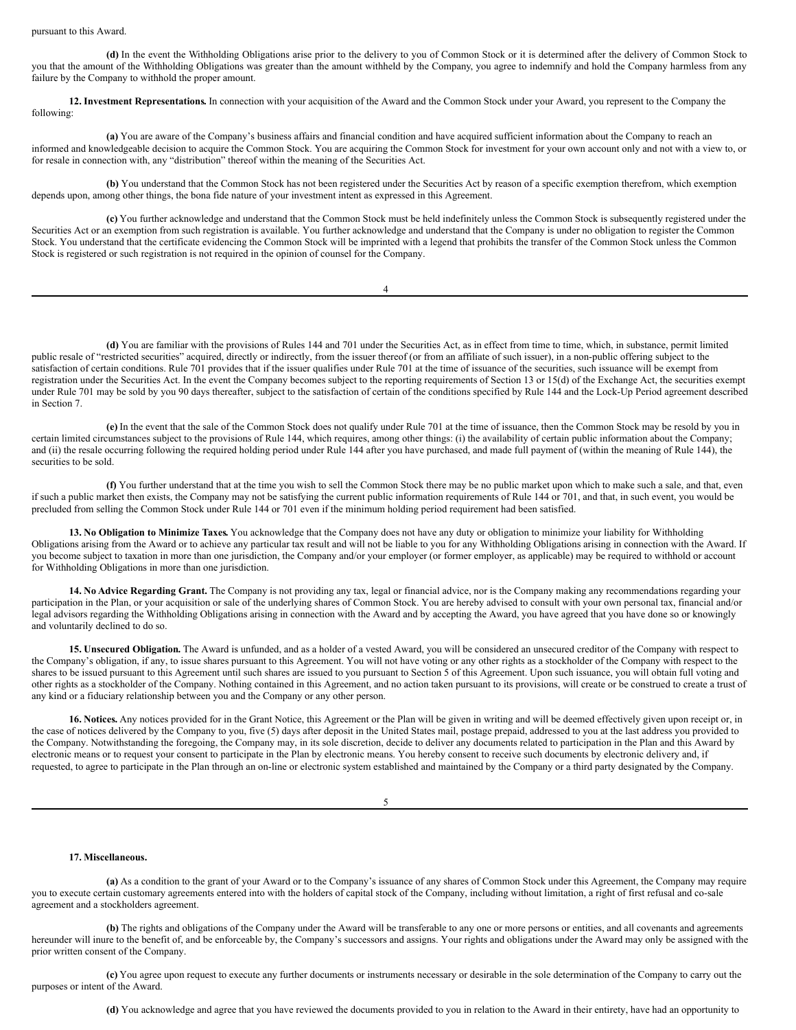pursuant to this Award.

**(d)** In the event the Withholding Obligations arise prior to the delivery to you of Common Stock or it is determined after the delivery of Common Stock to you that the amount of the Withholding Obligations was greater than the amount withheld by the Company, you agree to indemnify and hold the Company harmless from any failure by the Company to withhold the proper amount.

**12. Investment Representations.** In connection with your acquisition of the Award and the Common Stock under your Award, you represent to the Company the following:

**(a)** You are aware of the Company's business affairs and financial condition and have acquired sufficient information about the Company to reach an informed and knowledgeable decision to acquire the Common Stock. You are acquiring the Common Stock for investment for your own account only and not with a view to, or for resale in connection with, any "distribution" thereof within the meaning of the Securities Act.

**(b)** You understand that the Common Stock has not been registered under the Securities Act by reason of a specific exemption therefrom, which exemption depends upon, among other things, the bona fide nature of your investment intent as expressed in this Agreement.

**(c)** You further acknowledge and understand that the Common Stock must be held indefinitely unless the Common Stock is subsequently registered under the Securities Act or an exemption from such registration is available. You further acknowledge and understand that the Company is under no obligation to register the Common Stock. You understand that the certificate evidencing the Common Stock will be imprinted with a legend that prohibits the transfer of the Common Stock unless the Common Stock is registered or such registration is not required in the opinion of counsel for the Company.

**(d)** You are familiar with the provisions of Rules 144 and 701 under the Securities Act, as in effect from time to time, which, in substance, permit limited public resale of "restricted securities" acquired, directly or indirectly, from the issuer thereof (or from an affiliate of such issuer), in a non-public offering subject to the satisfaction of certain conditions. Rule 701 provides that if the issuer qualifies under Rule 701 at the time of issuance of the securities, such issuance will be exempt from registration under the Securities Act. In the event the Company becomes subject to the reporting requirements of Section 13 or 15(d) of the Exchange Act, the securities exempt under Rule 701 may be sold by you 90 days thereafter, subject to the satisfaction of certain of the conditions specified by Rule 144 and the Lock-Up Period agreement described in Section 7.

**(e)** In the event that the sale of the Common Stock does not qualify under Rule 701 at the time of issuance, then the Common Stock may be resold by you in certain limited circumstances subject to the provisions of Rule 144, which requires, among other things: (i) the availability of certain public information about the Company; and (ii) the resale occurring following the required holding period under Rule 144 after you have purchased, and made full payment of (within the meaning of Rule 144), the securities to be sold.

**(f)** You further understand that at the time you wish to sell the Common Stock there may be no public market upon which to make such a sale, and that, even if such a public market then exists, the Company may not be satisfying the current public information requirements of Rule 144 or 701, and that, in such event, you would be precluded from selling the Common Stock under Rule 144 or 701 even if the minimum holding period requirement had been satisfied.

**13. No Obligation to Minimize Taxes.** You acknowledge that the Company does not have any duty or obligation to minimize your liability for Withholding Obligations arising from the Award or to achieve any particular tax result and will not be liable to you for any Withholding Obligations arising in connection with the Award. If you become subject to taxation in more than one jurisdiction, the Company and/or your employer (or former employer, as applicable) may be required to withhold or account for Withholding Obligations in more than one jurisdiction.

**14. No Advice Regarding Grant.** The Company is not providing any tax, legal or financial advice, nor is the Company making any recommendations regarding your participation in the Plan, or your acquisition or sale of the underlying shares of Common Stock. You are hereby advised to consult with your own personal tax, financial and/or legal advisors regarding the Withholding Obligations arising in connection with the Award and by accepting the Award, you have agreed that you have done so or knowingly and voluntarily declined to do so.

**15. Unsecured Obligation.** The Award is unfunded, and as a holder of a vested Award, you will be considered an unsecured creditor of the Company with respect to the Company's obligation, if any, to issue shares pursuant to this Agreement. You will not have voting or any other rights as a stockholder of the Company with respect to the shares to be issued pursuant to this Agreement until such shares are issued to you pursuant to Section 5 of this Agreement. Upon such issuance, you will obtain full voting and other rights as a stockholder of the Company. Nothing contained in this Agreement, and no action taken pursuant to its provisions, will create or be construed to create a trust of any kind or a fiduciary relationship between you and the Company or any other person.

**16. Notices.** Any notices provided for in the Grant Notice, this Agreement or the Plan will be given in writing and will be deemed effectively given upon receipt or, in the case of notices delivered by the Company to you, five (5) days after deposit in the United States mail, postage prepaid, addressed to you at the last address you provided to the Company. Notwithstanding the foregoing, the Company may, in its sole discretion, decide to deliver any documents related to participation in the Plan and this Award by electronic means or to request your consent to participate in the Plan by electronic means. You hereby consent to receive such documents by electronic delivery and, if requested, to agree to participate in the Plan through an on-line or electronic system established and maintained by the Company or a third party designated by the Company.

**17. Miscellaneous.**

**(a)** As a condition to the grant of your Award or to the Company's issuance of any shares of Common Stock under this Agreement, the Company may require you to execute certain customary agreements entered into with the holders of capital stock of the Company, including without limitation, a right of first refusal and co-sale agreement and a stockholders agreement.

**(b)** The rights and obligations of the Company under the Award will be transferable to any one or more persons or entities, and all covenants and agreements hereunder will inure to the benefit of, and be enforceable by, the Company's successors and assigns. Your rights and obligations under the Award may only be assigned with the prior written consent of the Company.

**(c)** You agree upon request to execute any further documents or instruments necessary or desirable in the sole determination of the Company to carry out the purposes or intent of the Award.

**(d)** You acknowledge and agree that you have reviewed the documents provided to you in relation to the Award in their entirety, have had an opportunity to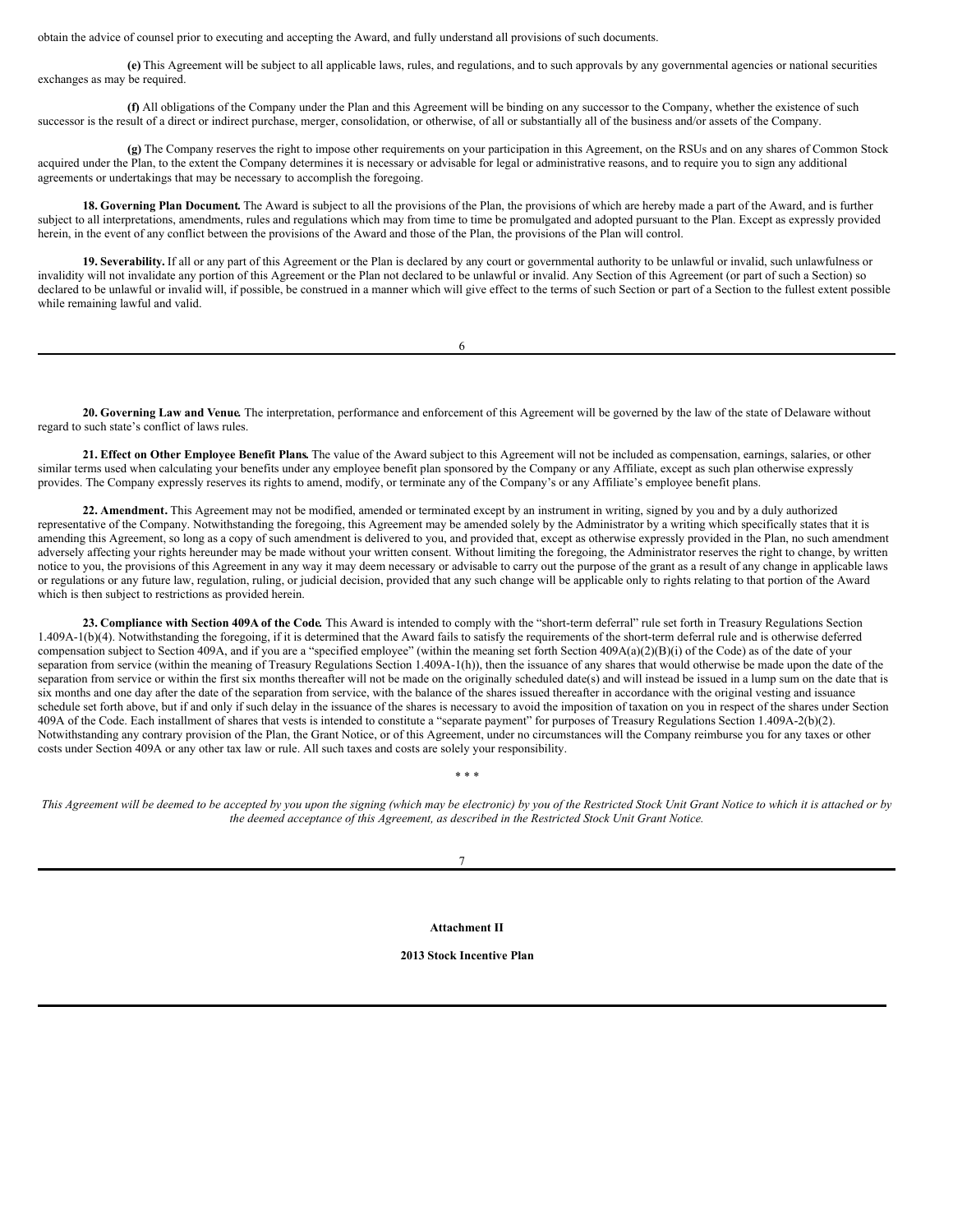obtain the advice of counsel prior to executing and accepting the Award, and fully understand all provisions of such documents.

**(e)** This Agreement will be subject to all applicable laws, rules, and regulations, and to such approvals by any governmental agencies or national securities exchanges as may be required.

**(f)** All obligations of the Company under the Plan and this Agreement will be binding on any successor to the Company, whether the existence of such successor is the result of a direct or indirect purchase, merger, consolidation, or otherwise, of all or substantially all of the business and/or assets of the Company.

**(g)** The Company reserves the right to impose other requirements on your participation in this Agreement, on the RSUs and on any shares of Common Stock acquired under the Plan, to the extent the Company determines it is necessary or advisable for legal or administrative reasons, and to require you to sign any additional agreements or undertakings that may be necessary to accomplish the foregoing.

**18. Governing Plan Document.** The Award is subject to all the provisions of the Plan, the provisions of which are hereby made a part of the Award, and is further subject to all interpretations, amendments, rules and regulations which may from time to time be promulgated and adopted pursuant to the Plan. Except as expressly provided herein, in the event of any conflict between the provisions of the Award and those of the Plan, the provisions of the Plan will control.

**19. Severability.** If all or any part of this Agreement or the Plan is declared by any court or governmental authority to be unlawful or invalid, such unlawfulness or invalidity will not invalidate any portion of this Agreement or the Plan not declared to be unlawful or invalid. Any Section of this Agreement (or part of such a Section) so declared to be unlawful or invalid will, if possible, be construed in a manner which will give effect to the terms of such Section or part of a Section to the fullest extent possible while remaining lawful and valid.

**20. Governing Law and Venue.** The interpretation, performance and enforcement of this Agreement will be governed by the law of the state of Delaware without regard to such state's conflict of laws rules.

**21. Effect on Other Employee Benefit Plans.** The value of the Award subject to this Agreement will not be included as compensation, earnings, salaries, or other similar terms used when calculating your benefits under any employee benefit plan sponsored by the Company or any Affiliate, except as such plan otherwise expressly provides. The Company expressly reserves its rights to amend, modify, or terminate any of the Company's or any Affiliate's employee benefit plans.

**22. Amendment.** This Agreement may not be modified, amended or terminated except by an instrument in writing, signed by you and by a duly authorized representative of the Company. Notwithstanding the foregoing, this Agreement may be amended solely by the Administrator by a writing which specifically states that it is amending this Agreement, so long as a copy of such amendment is delivered to you, and provided that, except as otherwise expressly provided in the Plan, no such amendment adversely affecting your rights hereunder may be made without your written consent. Without limiting the foregoing, the Administrator reserves the right to change, by written notice to you, the provisions of this Agreement in any way it may deem necessary or advisable to carry out the purpose of the grant as a result of any change in applicable laws or regulations or any future law, regulation, ruling, or judicial decision, provided that any such change will be applicable only to rights relating to that portion of the Award which is then subject to restrictions as provided herein.

**23. Compliance with Section 409A of the Code.** This Award is intended to comply with the "short-term deferral" rule set forth in Treasury Regulations Section 1.409A-1(b)(4). Notwithstanding the foregoing, if it is determined that the Award fails to satisfy the requirements of the short-term deferral rule and is otherwise deferred compensation subject to Section 409A, and if you are a "specified employee" (within the meaning set forth Section 409A(a)(2)(B)(i) of the Code) as of the date of your separation from service (within the meaning of Treasury Regulations Section 1.409A-1(h)), then the issuance of any shares that would otherwise be made upon the date of the separation from service or within the first six months thereafter will not be made on the originally scheduled date(s) and will instead be issued in a lump sum on the date that is six months and one day after the date of the separation from service, with the balance of the shares issued thereafter in accordance with the original vesting and issuance schedule set forth above, but if and only if such delay in the issuance of the shares is necessary to avoid the imposition of taxation on you in respect of the shares under Section 409A of the Code. Each installment of shares that vests is intended to constitute a "separate payment" for purposes of Treasury Regulations Section 1.409A-2(b)(2). Notwithstanding any contrary provision of the Plan, the Grant Notice, or of this Agreement, under no circumstances will the Company reimburse you for any taxes or other costs under Section 409A or any other tax law or rule. All such taxes and costs are solely your responsibility.

\* \* \*

*This Agreement will be deemed to be accepted by you upon the signing (which may be electronic) by you of the Restricted Stock Unit Grant Notice to which it is attached or by the deemed acceptance of this Agreement, as described in the Restricted Stock Unit Grant Notice.*

**Attachment II**

**2013 Stock Incentive Plan**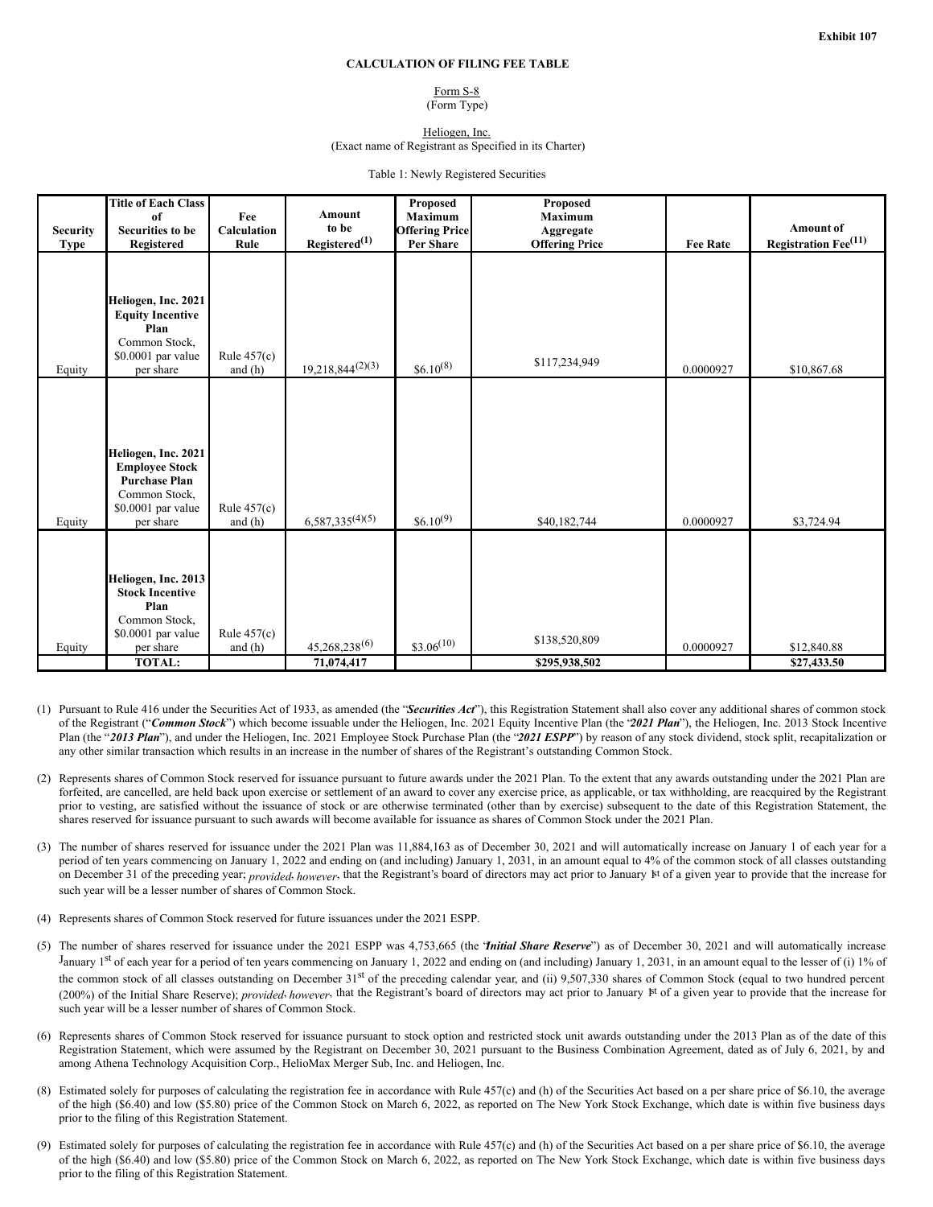Exhibit 107

**CALCULATION OF FILING FEE TABLE**

Form S-8
(Form Type)

Heliogen, Inc.
(Exact name of Registrant as Specified in its Charter)

Table 1: Newly Registered Securities

| Security Type | Title of Each Class of Securities to be Registered | Fee Calculation Rule | Amount to be Registered(1) | Proposed Maximum Offering Price Per Share | Proposed Maximum Aggregate Offering Price | Fee Rate | Amount of Registration Fee(11) |
|---|---|---|---|---|---|---|---|
| Equity | **Heliogen, Inc. 2021 Equity Incentive Plan** Common Stock, $0.0001 par value per share | Rule 457(c) and (h) | 19,218,844(2)(3) | $6.10(8) | $117,234,949 | 0.0000927 | $10,867.68 |
| Equity | **Heliogen, Inc. 2021 Employee Stock Purchase Plan** Common Stock, $0.0001 par value per share | Rule 457(c) and (h) | 6,587,335(4)(5) | $6.10(9) | $40,182,744 | 0.0000927 | $3,724.94 |
| Equity | **Heliogen, Inc. 2013 Stock Incentive Plan** Common Stock, $0.0001 par value per share | Rule 457(c) and (h) | 45,268,238(6) | $3.06(10) | $138,520,809 | 0.0000927 | $12,840.88 |
| | **TOTAL:** | | **71,074,417** | | **$295,938,502** | | **$27,433.50** |

(1) Pursuant to Rule 416 under the Securities Act of 1933, as amended (the "***Securities Act***"), this Registration Statement shall also cover any additional shares of common stock of the Registrant ("***Common Stock***") which become issuable under the Heliogen, Inc. 2021 Equity Incentive Plan (the "***2021 Plan***"), the Heliogen, Inc. 2013 Stock Incentive Plan (the "***2013 Plan***"), and under the Heliogen, Inc. 2021 Employee Stock Purchase Plan (the "***2021 ESPP***") by reason of any stock dividend, stock split, recapitalization or any other similar transaction which results in an increase in the number of shares of the Registrant's outstanding Common Stock.

(2) Represents shares of Common Stock reserved for issuance pursuant to future awards under the 2021 Plan. To the extent that any awards outstanding under the 2021 Plan are forfeited, are cancelled, are held back upon exercise or settlement of an award to cover any exercise price, as applicable, or tax withholding, are reacquired by the Registrant prior to vesting, are satisfied without the issuance of stock or are otherwise terminated (other than by exercise) subsequent to the date of this Registration Statement, the shares reserved for issuance pursuant to such awards will become available for issuance as shares of Common Stock under the 2021 Plan.

(3) The number of shares reserved for issuance under the 2021 Plan was 11,884,163 as of December 30, 2021 and will automatically increase on January 1 of each year for a period of ten years commencing on January 1, 2022 and ending on (and including) January 1, 2031, in an amount equal to 4% of the common stock of all classes outstanding on December 31 of the preceding year; *provided, however*, that the Registrant's board of directors may act prior to January 1st of a given year to provide that the increase for such year will be a lesser number of shares of Common Stock.

(4) Represents shares of Common Stock reserved for future issuances under the 2021 ESPP.

(5) The number of shares reserved for issuance under the 2021 ESPP was 4,753,665 (the "***Initial Share Reserve***") as of December 30, 2021 and will automatically increase January 1st of each year for a period of ten years commencing on January 1, 2022 and ending on (and including) January 1, 2031, in an amount equal to the lesser of (i) 1% of the common stock of all classes outstanding on December 31st of the preceding calendar year, and (ii) 9,507,330 shares of Common Stock (equal to two hundred percent (200%) of the Initial Share Reserve); *provided, however*, that the Registrant's board of directors may act prior to January 1st of a given year to provide that the increase for such year will be a lesser number of shares of Common Stock.

(6) Represents shares of Common Stock reserved for issuance pursuant to stock option and restricted stock unit awards outstanding under the 2013 Plan as of the date of this Registration Statement, which were assumed by the Registrant on December 30, 2021 pursuant to the Business Combination Agreement, dated as of July 6, 2021, by and among Athena Technology Acquisition Corp., HelioMax Merger Sub, Inc. and Heliogen, Inc.

(8) Estimated solely for purposes of calculating the registration fee in accordance with Rule 457(c) and (h) of the Securities Act based on a per share price of $6.10, the average of the high ($6.40) and low ($5.80) price of the Common Stock on March 6, 2022, as reported on The New York Stock Exchange, which date is within five business days prior to the filing of this Registration Statement.

(9) Estimated solely for purposes of calculating the registration fee in accordance with Rule 457(c) and (h) of the Securities Act based on a per share price of $6.10, the average of the high ($6.40) and low ($5.80) price of the Common Stock on March 6, 2022, as reported on The New York Stock Exchange, which date is within five business days prior to the filing of this Registration Statement.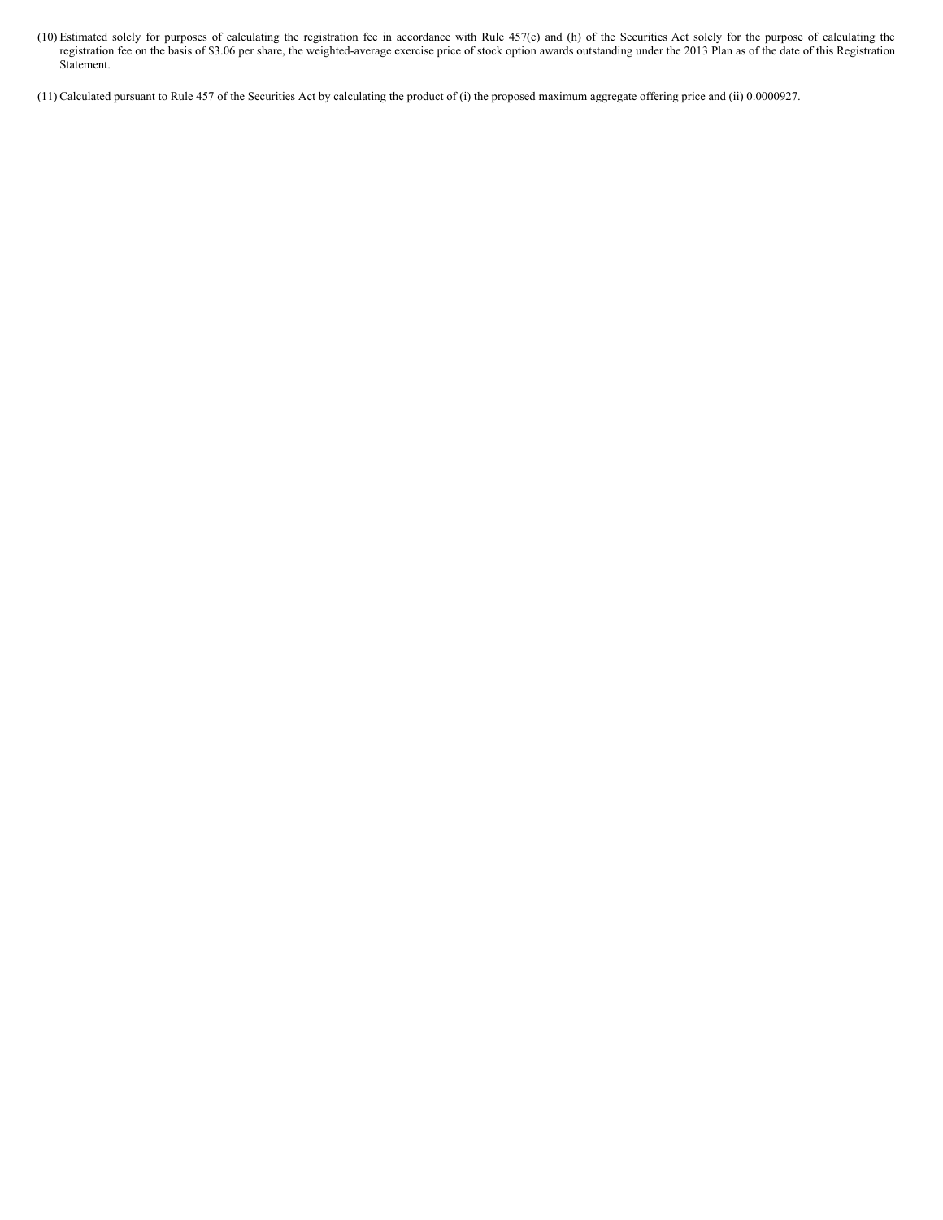(10) Estimated solely for purposes of calculating the registration fee in accordance with Rule 457(c) and (h) of the Securities Act solely for the purpose of calculating the registration fee on the basis of $3.06 per share, the weighted-average exercise price of stock option awards outstanding under the 2013 Plan as of the date of this Registration Statement.

(11) Calculated pursuant to Rule 457 of the Securities Act by calculating the product of (i) the proposed maximum aggregate offering price and (ii) 0.0000927.